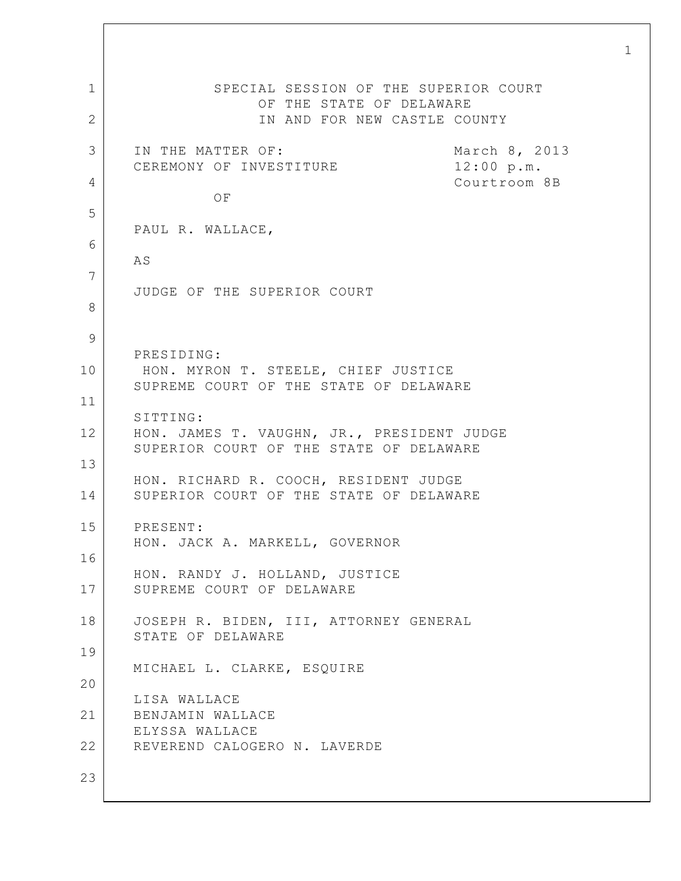SPECIAL SESSION OF THE SUPERIOR COURT
OF THE STATE OF DELAWARE
IN AND FOR NEW CASTLE COUNTY

IN THE MATTER OF:
CEREMONY OF INVESTITURE

OF

PAUL R. WALLACE,

AS

JUDGE OF THE SUPERIOR COURT

March 8, 2013
12:00 p.m.
Courtroom 8B

PRESIDING:
HON. MYRON T. STEELE, CHIEF JUSTICE
SUPREME COURT OF THE STATE OF DELAWARE

SITTING:
HON. JAMES T. VAUGHN, JR., PRESIDENT JUDGE
SUPERIOR COURT OF THE STATE OF DELAWARE

HON. RICHARD R. COOCH, RESIDENT JUDGE
SUPERIOR COURT OF THE STATE OF DELAWARE

PRESENT:
HON. JACK A. MARKELL, GOVERNOR

HON. RANDY J. HOLLAND, JUSTICE
SUPREME COURT OF DELAWARE

JOSEPH R. BIDEN, III, ATTORNEY GENERAL
STATE OF DELAWARE

MICHAEL L. CLARKE, ESQUIRE

LISA WALLACE
BENJAMIN WALLACE
ELYSSA WALLACE
REVEREND CALOGERO N. LAVERDE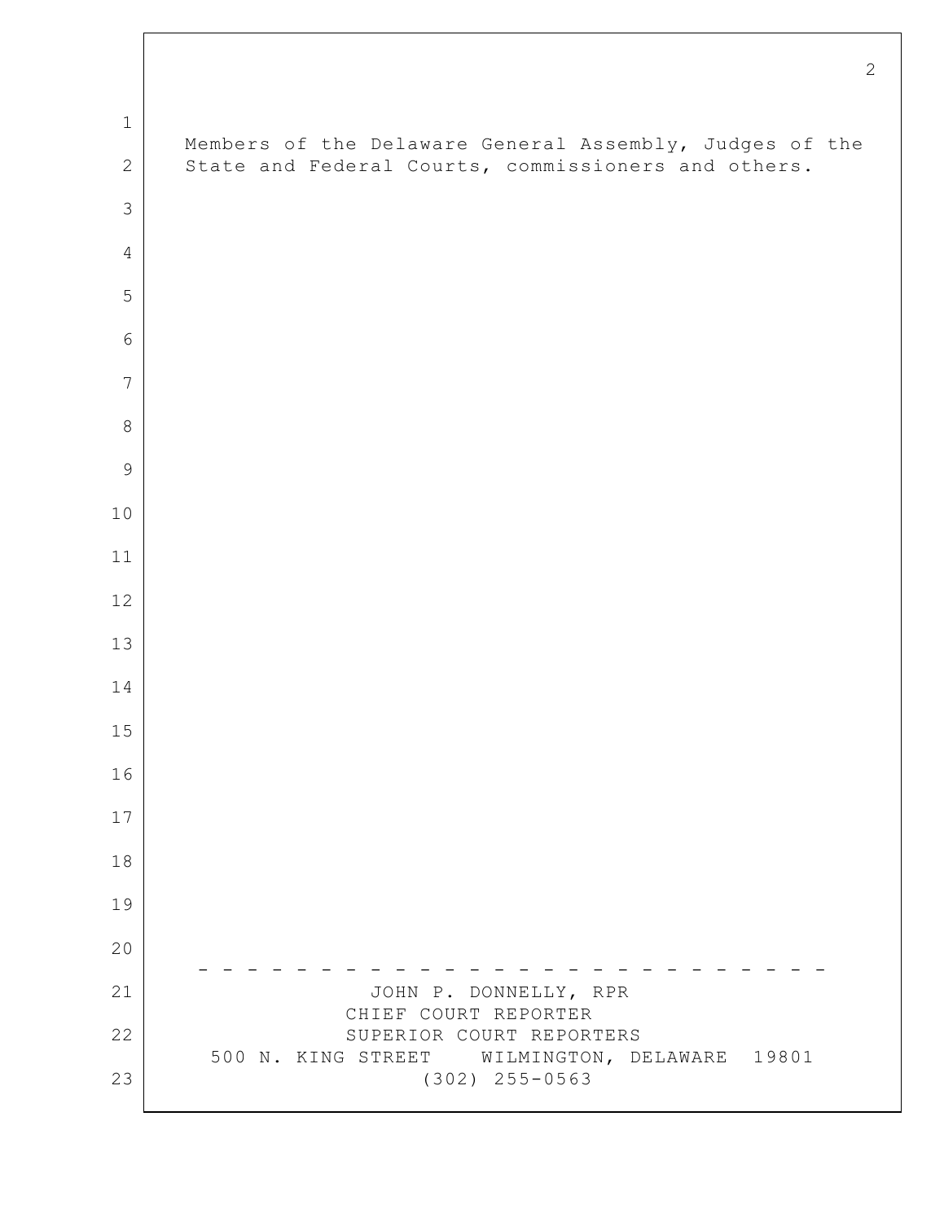Members of the Delaware General Assembly, Judges of the State and Federal Courts, commissioners and others.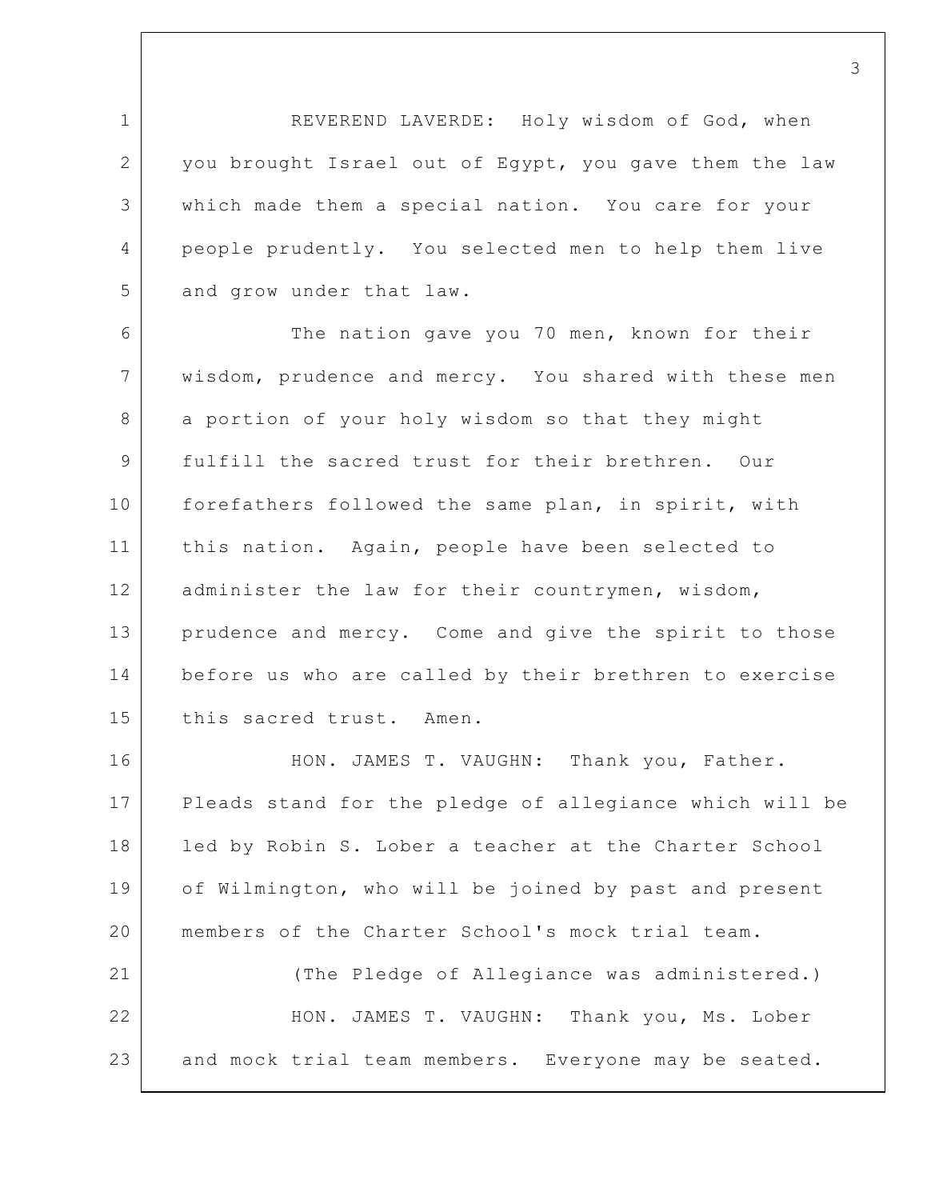REVEREND LAVERDE: Holy wisdom of God, when you brought Israel out of Egypt, you gave them the law which made them a special nation. You care for your people prudently. You selected men to help them live and grow under that law.

The nation gave you 70 men, known for their wisdom, prudence and mercy. You shared with these men a portion of your holy wisdom so that they might fulfill the sacred trust for their brethren. Our forefathers followed the same plan, in spirit, with this nation. Again, people have been selected to administer the law for their countrymen, wisdom, prudence and mercy. Come and give the spirit to those before us who are called by their brethren to exercise this sacred trust. Amen.

HON. JAMES T. VAUGHN: Thank you, Father. Pleads stand for the pledge of allegiance which will be led by Robin S. Lober a teacher at the Charter School of Wilmington, who will be joined by past and present members of the Charter School's mock trial team.

(The Pledge of Allegiance was administered.)

HON. JAMES T. VAUGHN: Thank you, Ms. Lober and mock trial team members. Everyone may be seated.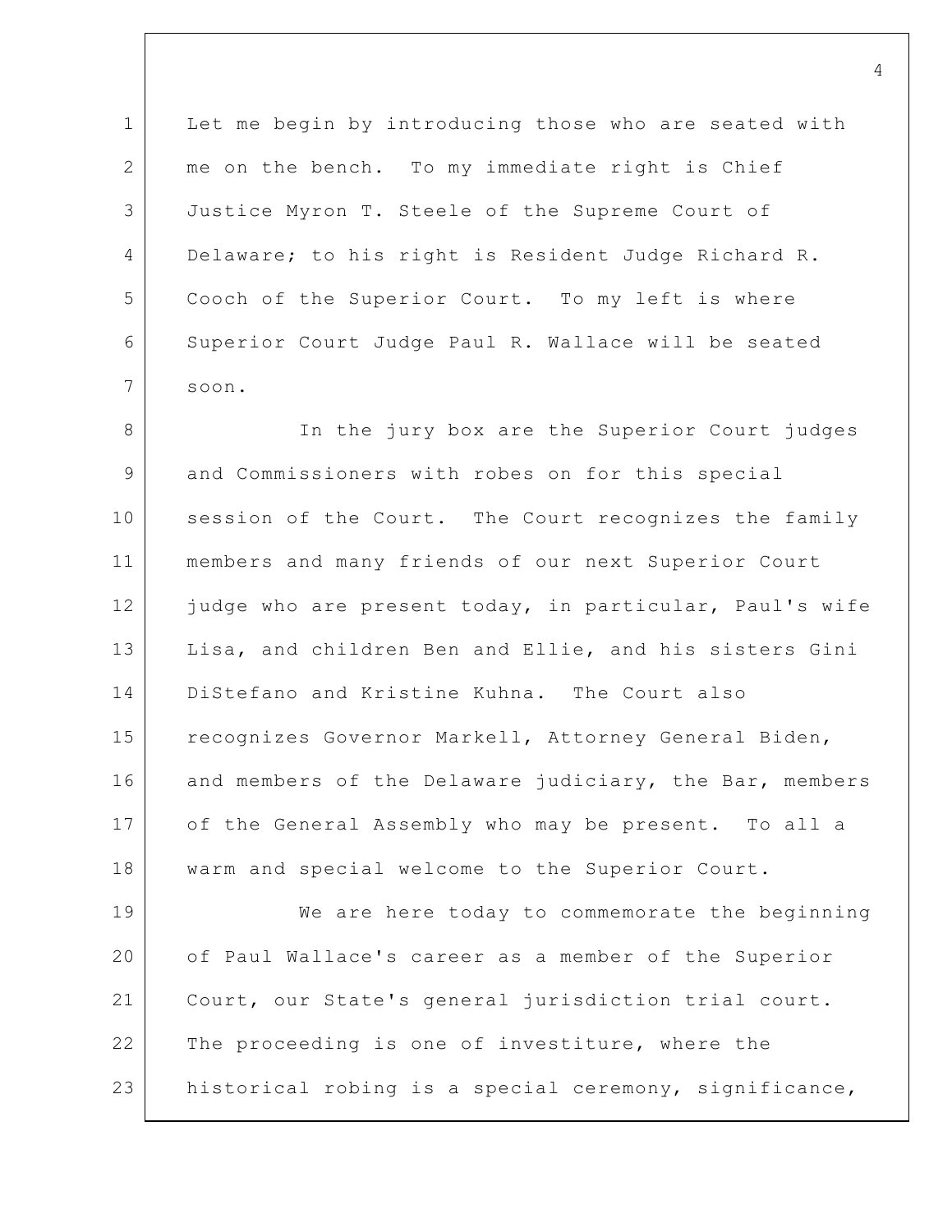Let me begin by introducing those who are seated with me on the bench. To my immediate right is Chief Justice Myron T. Steele of the Supreme Court of Delaware; to his right is Resident Judge Richard R. Cooch of the Superior Court. To my left is where Superior Court Judge Paul R. Wallace will be seated soon.

In the jury box are the Superior Court judges and Commissioners with robes on for this special session of the Court. The Court recognizes the family members and many friends of our next Superior Court judge who are present today, in particular, Paul's wife Lisa, and children Ben and Ellie, and his sisters Gini DiStefano and Kristine Kuhna. The Court also recognizes Governor Markell, Attorney General Biden, and members of the Delaware judiciary, the Bar, members of the General Assembly who may be present. To all a warm and special welcome to the Superior Court.

We are here today to commemorate the beginning of Paul Wallace's career as a member of the Superior Court, our State's general jurisdiction trial court. The proceeding is one of investiture, where the historical robing is a special ceremony, significance,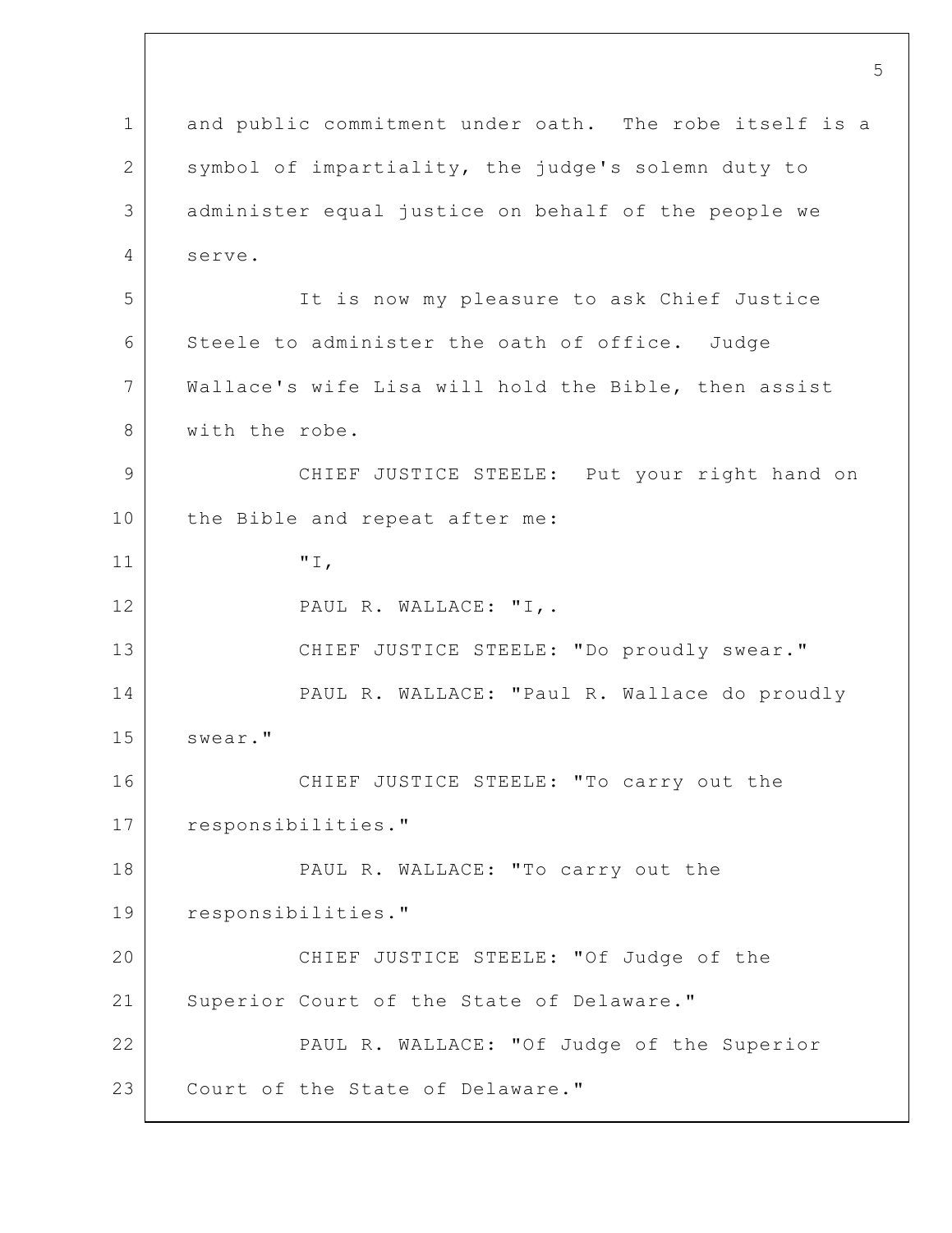and public commitment under oath. The robe itself is a symbol of impartiality, the judge's solemn duty to administer equal justice on behalf of the people we serve.

It is now my pleasure to ask Chief Justice Steele to administer the oath of office. Judge Wallace's wife Lisa will hold the Bible, then assist with the robe.

CHIEF JUSTICE STEELE: Put your right hand on the Bible and repeat after me:

"I,

PAUL R. WALLACE: "I,.

CHIEF JUSTICE STEELE: "Do proudly swear."

PAUL R. WALLACE: "Paul R. Wallace do proudly swear."

CHIEF JUSTICE STEELE: "To carry out the responsibilities."

PAUL R. WALLACE: "To carry out the responsibilities."

CHIEF JUSTICE STEELE: "Of Judge of the Superior Court of the State of Delaware."

PAUL R. WALLACE: "Of Judge of the Superior Court of the State of Delaware."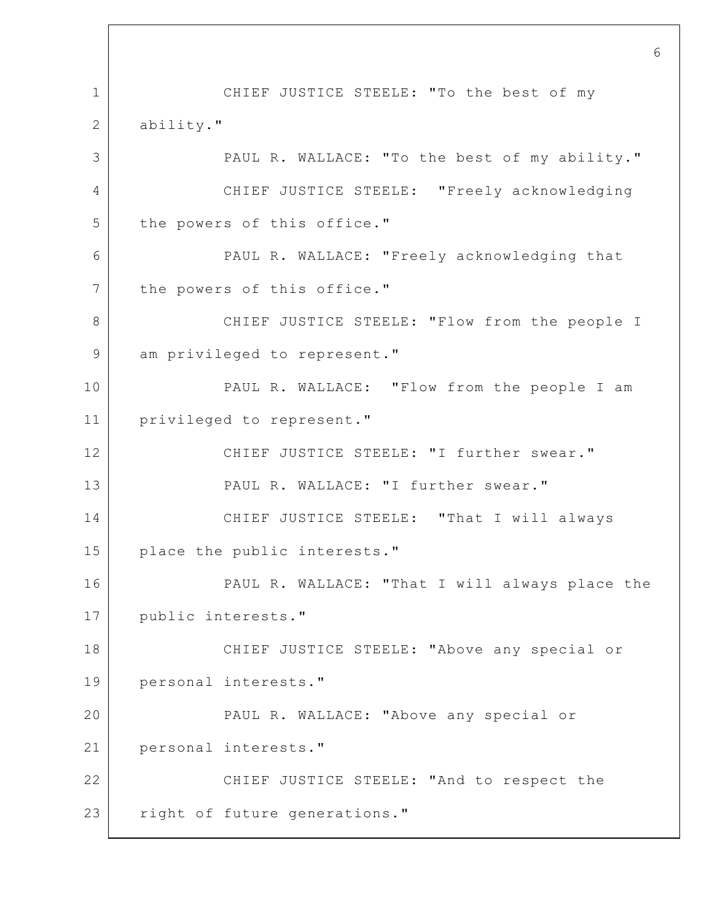CHIEF JUSTICE STEELE: "To the best of my ability."

PAUL R. WALLACE: "To the best of my ability."

CHIEF JUSTICE STEELE: "Freely acknowledging the powers of this office."

PAUL R. WALLACE: "Freely acknowledging that the powers of this office."

CHIEF JUSTICE STEELE: "Flow from the people I am privileged to represent."

PAUL R. WALLACE: "Flow from the people I am privileged to represent."

CHIEF JUSTICE STEELE: "I further swear."

PAUL R. WALLACE: "I further swear."

CHIEF JUSTICE STEELE: "That I will always place the public interests."

PAUL R. WALLACE: "That I will always place the public interests."

CHIEF JUSTICE STEELE: "Above any special or personal interests."

PAUL R. WALLACE: "Above any special or personal interests."

CHIEF JUSTICE STEELE: "And to respect the right of future generations."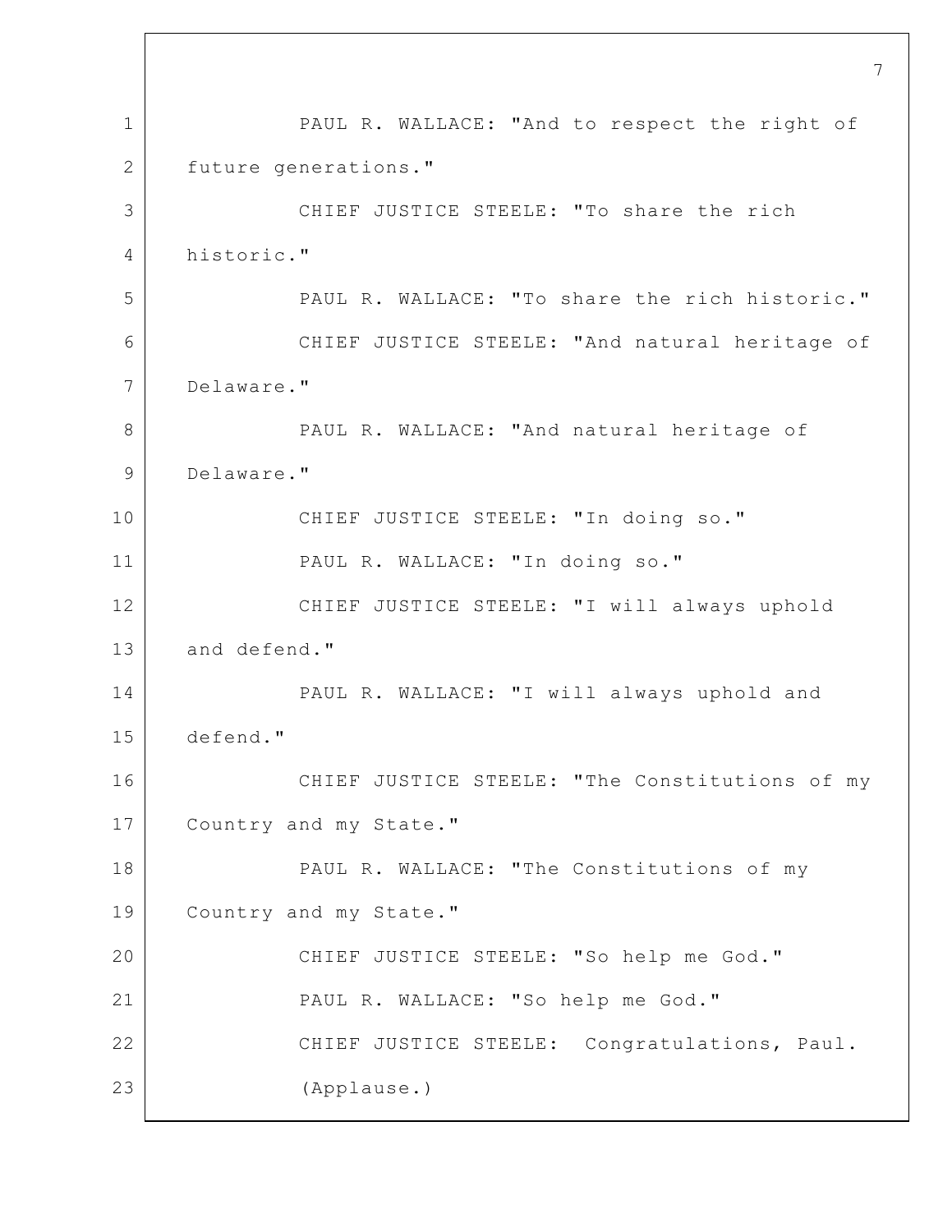PAUL R. WALLACE: "And to respect the right of future generations."

CHIEF JUSTICE STEELE: "To share the rich historic."

PAUL R. WALLACE: "To share the rich historic."

CHIEF JUSTICE STEELE: "And natural heritage of Delaware."

PAUL R. WALLACE: "And natural heritage of Delaware."

CHIEF JUSTICE STEELE: "In doing so."

PAUL R. WALLACE: "In doing so."

CHIEF JUSTICE STEELE: "I will always uphold and defend."

PAUL R. WALLACE: "I will always uphold and defend."

CHIEF JUSTICE STEELE: "The Constitutions of my Country and my State."

PAUL R. WALLACE: "The Constitutions of my Country and my State."

CHIEF JUSTICE STEELE: "So help me God."

PAUL R. WALLACE: "So help me God."

CHIEF JUSTICE STEELE: Congratulations, Paul.

(Applause.)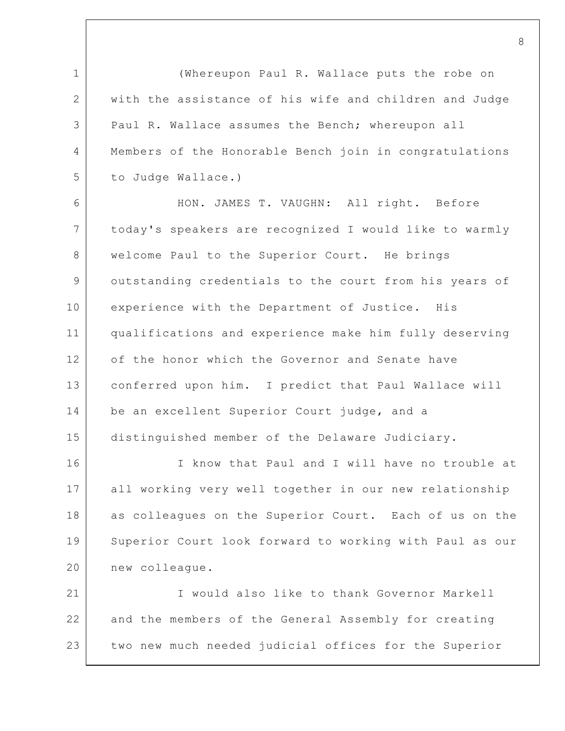(Whereupon Paul R. Wallace puts the robe on with the assistance of his wife and children and Judge Paul R. Wallace assumes the Bench; whereupon all Members of the Honorable Bench join in congratulations to Judge Wallace.)

HON. JAMES T. VAUGHN: All right. Before today's speakers are recognized I would like to warmly welcome Paul to the Superior Court. He brings outstanding credentials to the court from his years of experience with the Department of Justice. His qualifications and experience make him fully deserving of the honor which the Governor and Senate have conferred upon him. I predict that Paul Wallace will be an excellent Superior Court judge, and a distinguished member of the Delaware Judiciary.

I know that Paul and I will have no trouble at all working very well together in our new relationship as colleagues on the Superior Court. Each of us on the Superior Court look forward to working with Paul as our new colleague.

I would also like to thank Governor Markell and the members of the General Assembly for creating two new much needed judicial offices for the Superior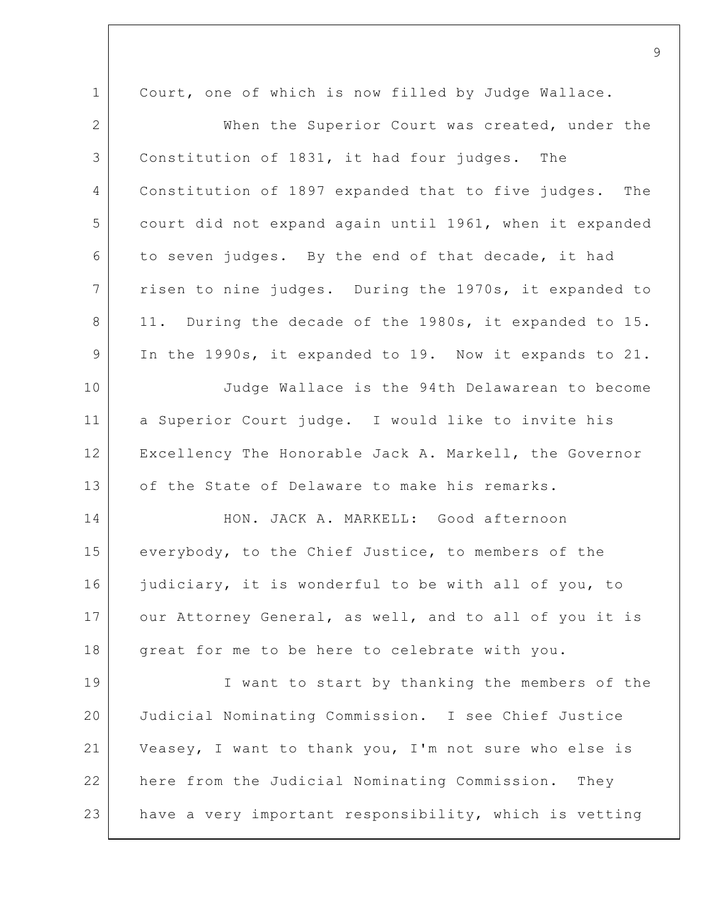Court, one of which is now filled by Judge Wallace.

When the Superior Court was created, under the Constitution of 1831, it had four judges. The Constitution of 1897 expanded that to five judges. The court did not expand again until 1961, when it expanded to seven judges. By the end of that decade, it had risen to nine judges. During the 1970s, it expanded to 11. During the decade of the 1980s, it expanded to 15. In the 1990s, it expanded to 19. Now it expands to 21.

Judge Wallace is the 94th Delawarean to become a Superior Court judge. I would like to invite his Excellency The Honorable Jack A. Markell, the Governor of the State of Delaware to make his remarks.

HON. JACK A. MARKELL: Good afternoon everybody, to the Chief Justice, to members of the judiciary, it is wonderful to be with all of you, to our Attorney General, as well, and to all of you it is great for me to be here to celebrate with you.

I want to start by thanking the members of the Judicial Nominating Commission. I see Chief Justice Veasey, I want to thank you, I'm not sure who else is here from the Judicial Nominating Commission. They have a very important responsibility, which is vetting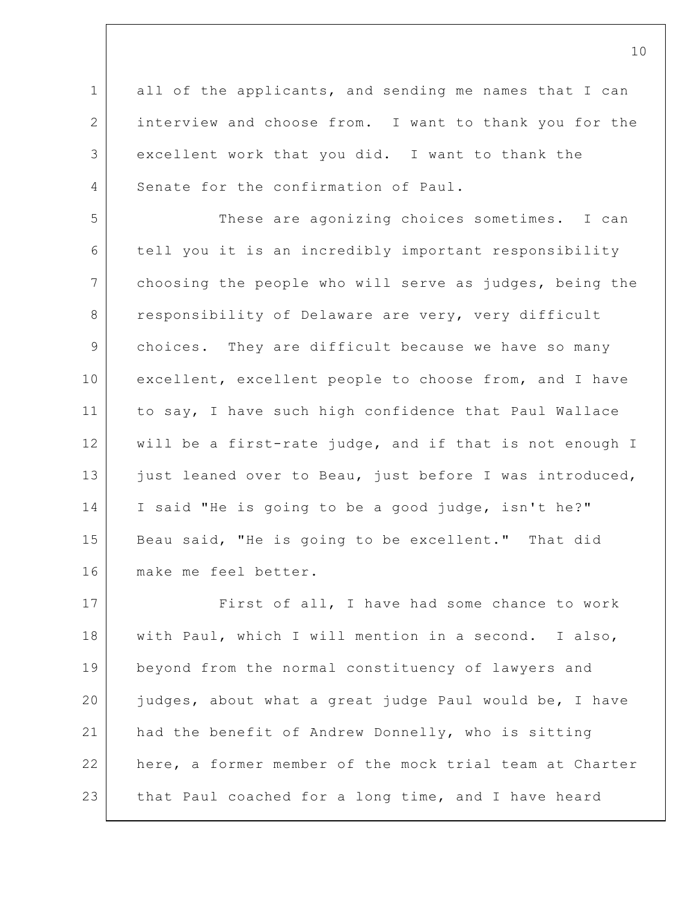all of the applicants, and sending me names that I can interview and choose from. I want to thank you for the excellent work that you did. I want to thank the Senate for the confirmation of Paul.

These are agonizing choices sometimes. I can tell you it is an incredibly important responsibility choosing the people who will serve as judges, being the responsibility of Delaware are very, very difficult choices. They are difficult because we have so many excellent, excellent people to choose from, and I have to say, I have such high confidence that Paul Wallace will be a first-rate judge, and if that is not enough I just leaned over to Beau, just before I was introduced, I said "He is going to be a good judge, isn't he?" Beau said, "He is going to be excellent." That did make me feel better.

First of all, I have had some chance to work with Paul, which I will mention in a second. I also, beyond from the normal constituency of lawyers and judges, about what a great judge Paul would be, I have had the benefit of Andrew Donnelly, who is sitting here, a former member of the mock trial team at Charter that Paul coached for a long time, and I have heard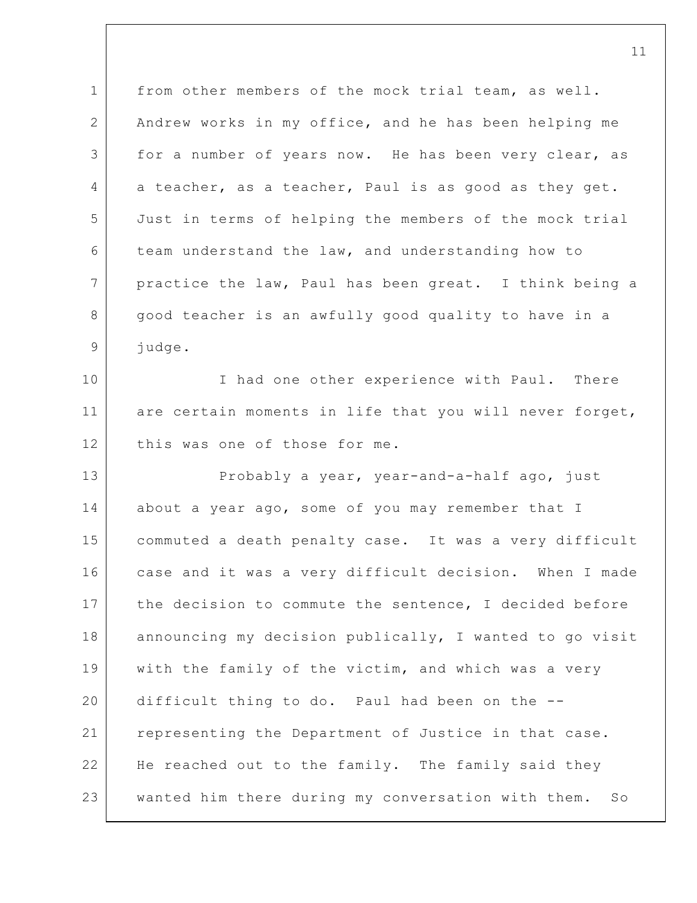from other members of the mock trial team, as well. Andrew works in my office, and he has been helping me for a number of years now. He has been very clear, as a teacher, as a teacher, Paul is as good as they get. Just in terms of helping the members of the mock trial team understand the law, and understanding how to practice the law, Paul has been great. I think being a good teacher is an awfully good quality to have in a judge.

I had one other experience with Paul. There are certain moments in life that you will never forget, this was one of those for me.

Probably a year, year-and-a-half ago, just about a year ago, some of you may remember that I commuted a death penalty case. It was a very difficult case and it was a very difficult decision. When I made the decision to commute the sentence, I decided before announcing my decision publically, I wanted to go visit with the family of the victim, and which was a very difficult thing to do. Paul had been on the -- representing the Department of Justice in that case. He reached out to the family. The family said they wanted him there during my conversation with them. So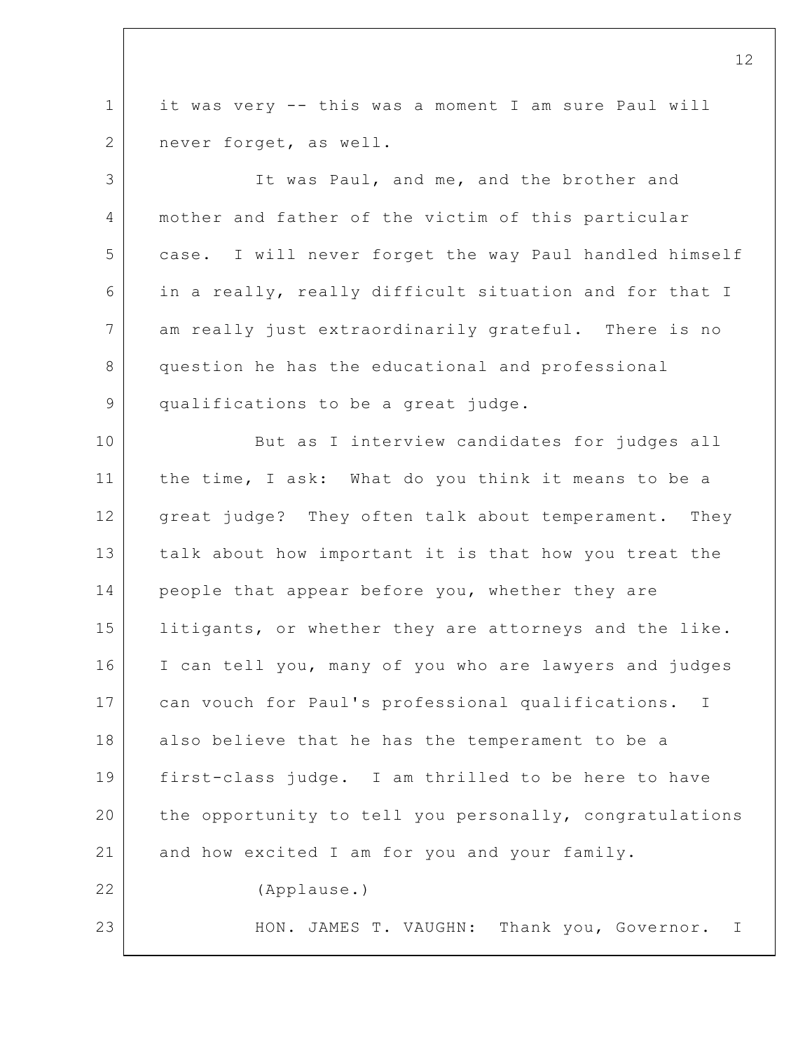it was very -- this was a moment I am sure Paul will never forget, as well.

It was Paul, and me, and the brother and mother and father of the victim of this particular case. I will never forget the way Paul handled himself in a really, really difficult situation and for that I am really just extraordinarily grateful. There is no question he has the educational and professional qualifications to be a great judge.

But as I interview candidates for judges all the time, I ask: What do you think it means to be a great judge? They often talk about temperament. They talk about how important it is that how you treat the people that appear before you, whether they are litigants, or whether they are attorneys and the like. I can tell you, many of you who are lawyers and judges can vouch for Paul's professional qualifications. I also believe that he has the temperament to be a first-class judge. I am thrilled to be here to have the opportunity to tell you personally, congratulations and how excited I am for you and your family.

(Applause.)

HON. JAMES T. VAUGHN: Thank you, Governor. I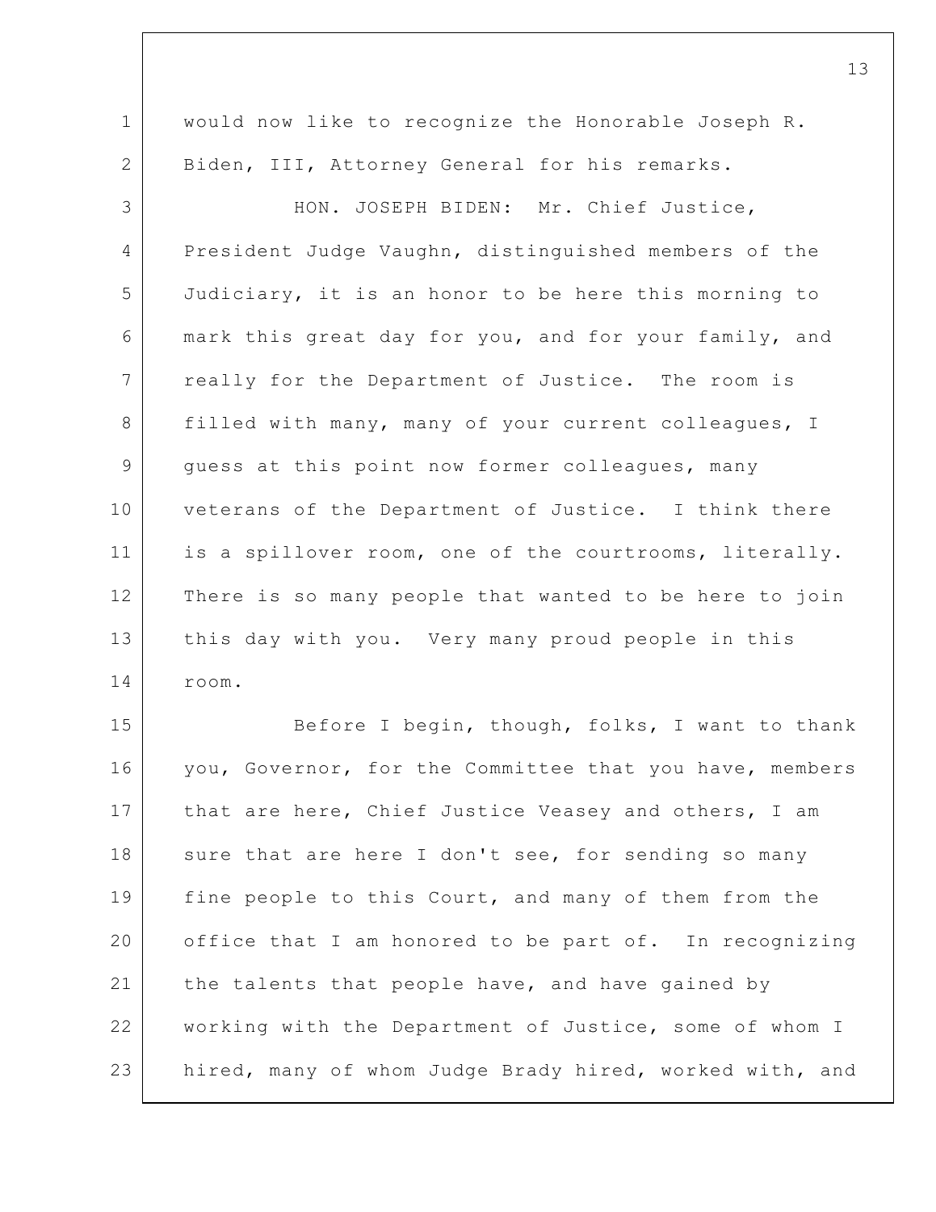would now like to recognize the Honorable Joseph R. Biden, III, Attorney General for his remarks.

HON. JOSEPH BIDEN: Mr. Chief Justice, President Judge Vaughn, distinguished members of the Judiciary, it is an honor to be here this morning to mark this great day for you, and for your family, and really for the Department of Justice. The room is filled with many, many of your current colleagues, I guess at this point now former colleagues, many veterans of the Department of Justice. I think there is a spillover room, one of the courtrooms, literally. There is so many people that wanted to be here to join this day with you. Very many proud people in this room.

Before I begin, though, folks, I want to thank you, Governor, for the Committee that you have, members that are here, Chief Justice Veasey and others, I am sure that are here I don't see, for sending so many fine people to this Court, and many of them from the office that I am honored to be part of. In recognizing the talents that people have, and have gained by working with the Department of Justice, some of whom I hired, many of whom Judge Brady hired, worked with, and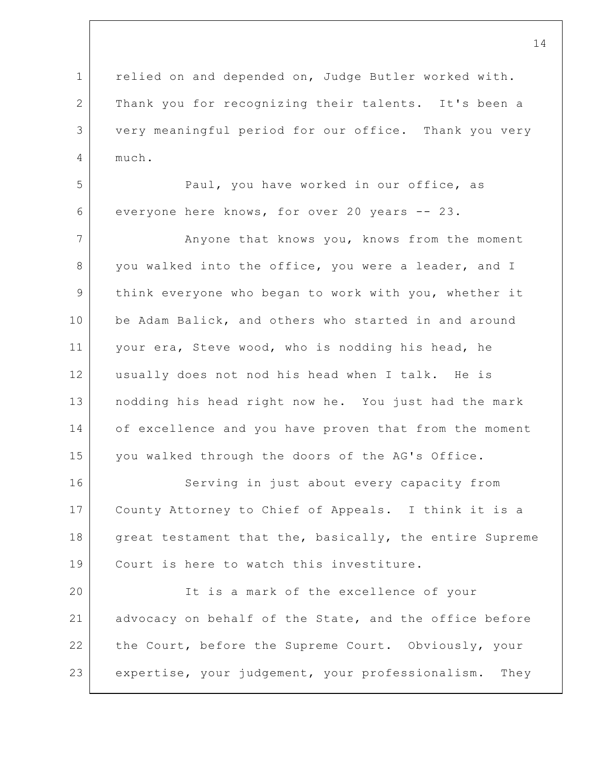relied on and depended on, Judge Butler worked with. Thank you for recognizing their talents. It's been a very meaningful period for our office. Thank you very much.

Paul, you have worked in our office, as everyone here knows, for over 20 years -- 23.

Anyone that knows you, knows from the moment you walked into the office, you were a leader, and I think everyone who began to work with you, whether it be Adam Balick, and others who started in and around your era, Steve wood, who is nodding his head, he usually does not nod his head when I talk. He is nodding his head right now he. You just had the mark of excellence and you have proven that from the moment you walked through the doors of the AG's Office.

Serving in just about every capacity from County Attorney to Chief of Appeals. I think it is a great testament that the, basically, the entire Supreme Court is here to watch this investiture.

It is a mark of the excellence of your advocacy on behalf of the State, and the office before the Court, before the Supreme Court. Obviously, your expertise, your judgement, your professionalism. They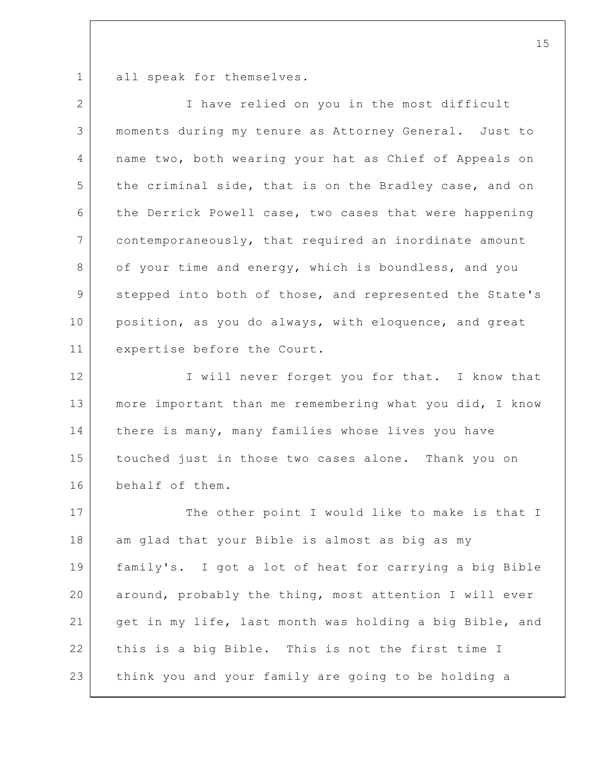all speak for themselves.

I have relied on you in the most difficult moments during my tenure as Attorney General. Just to name two, both wearing your hat as Chief of Appeals on the criminal side, that is on the Bradley case, and on the Derrick Powell case, two cases that were happening contemporaneously, that required an inordinate amount of your time and energy, which is boundless, and you stepped into both of those, and represented the State's position, as you do always, with eloquence, and great expertise before the Court.

I will never forget you for that. I know that more important than me remembering what you did, I know there is many, many families whose lives you have touched just in those two cases alone. Thank you on behalf of them.

The other point I would like to make is that I am glad that your Bible is almost as big as my family's. I got a lot of heat for carrying a big Bible around, probably the thing, most attention I will ever get in my life, last month was holding a big Bible, and this is a big Bible. This is not the first time I think you and your family are going to be holding a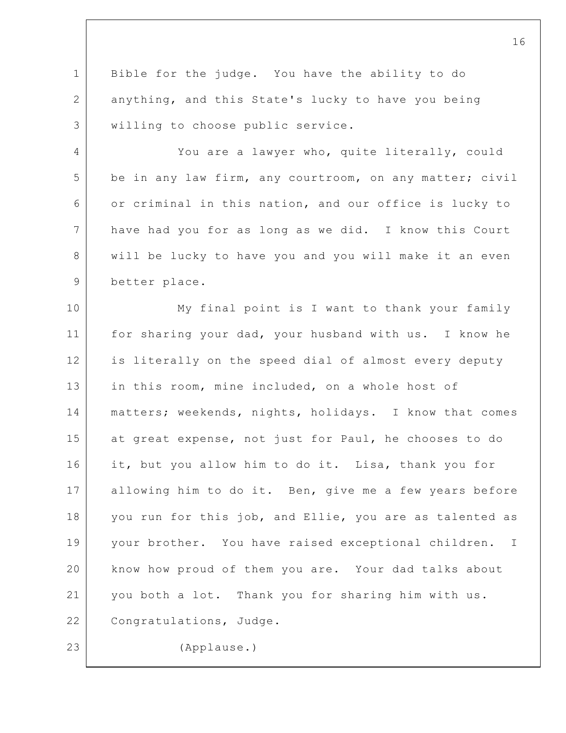Bible for the judge. You have the ability to do anything, and this State's lucky to have you being willing to choose public service.

You are a lawyer who, quite literally, could be in any law firm, any courtroom, on any matter; civil or criminal in this nation, and our office is lucky to have had you for as long as we did. I know this Court will be lucky to have you and you will make it an even better place.

My final point is I want to thank your family for sharing your dad, your husband with us. I know he is literally on the speed dial of almost every deputy in this room, mine included, on a whole host of matters; weekends, nights, holidays. I know that comes at great expense, not just for Paul, he chooses to do it, but you allow him to do it. Lisa, thank you for allowing him to do it. Ben, give me a few years before you run for this job, and Ellie, you are as talented as your brother. You have raised exceptional children. I know how proud of them you are. Your dad talks about you both a lot. Thank you for sharing him with us. Congratulations, Judge.

(Applause.)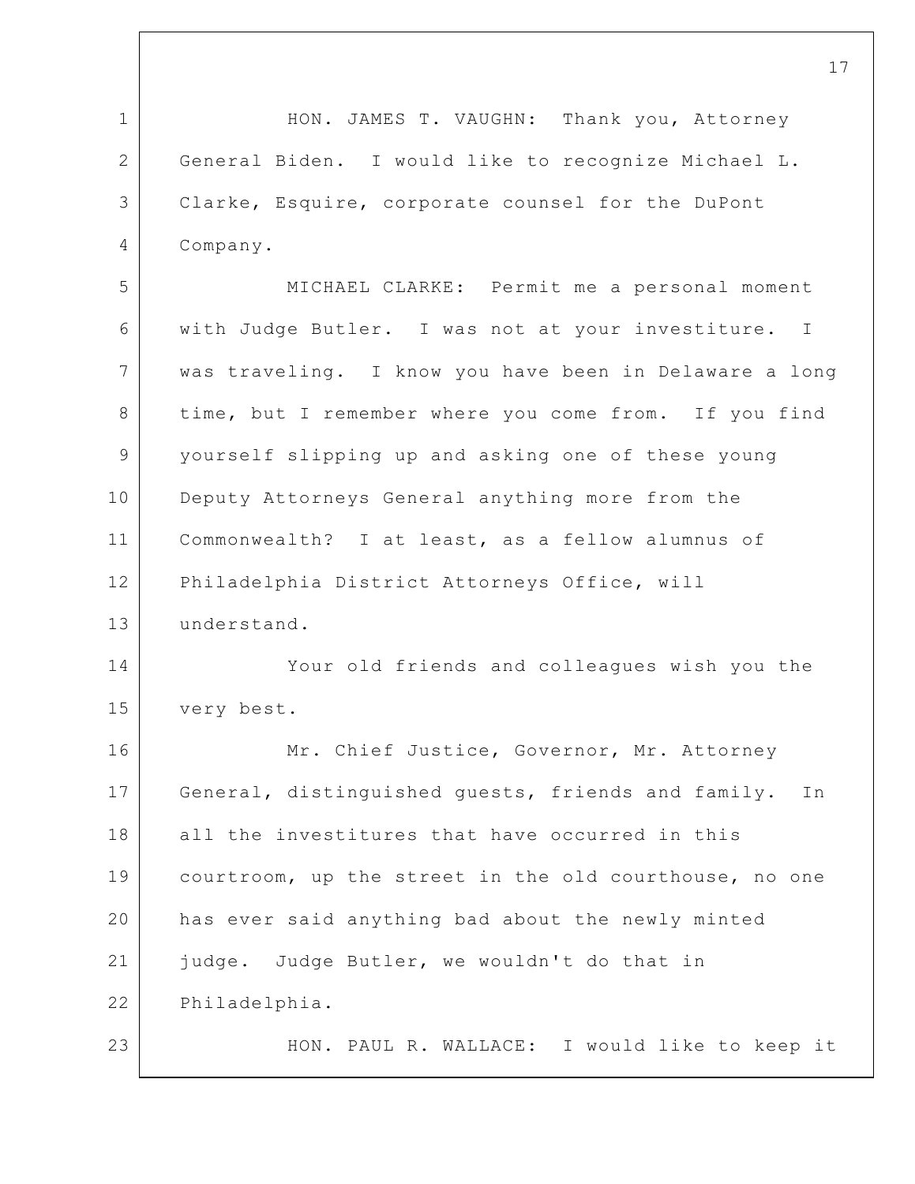HON. JAMES T. VAUGHN: Thank you, Attorney General Biden. I would like to recognize Michael L. Clarke, Esquire, corporate counsel for the DuPont Company.

MICHAEL CLARKE: Permit me a personal moment with Judge Butler. I was not at your investiture. I was traveling. I know you have been in Delaware a long time, but I remember where you come from. If you find yourself slipping up and asking one of these young Deputy Attorneys General anything more from the Commonwealth? I at least, as a fellow alumnus of Philadelphia District Attorneys Office, will understand.

Your old friends and colleagues wish you the very best.

Mr. Chief Justice, Governor, Mr. Attorney General, distinguished guests, friends and family. In all the investitures that have occurred in this courtroom, up the street in the old courthouse, no one has ever said anything bad about the newly minted judge. Judge Butler, we wouldn't do that in Philadelphia.

HON. PAUL R. WALLACE: I would like to keep it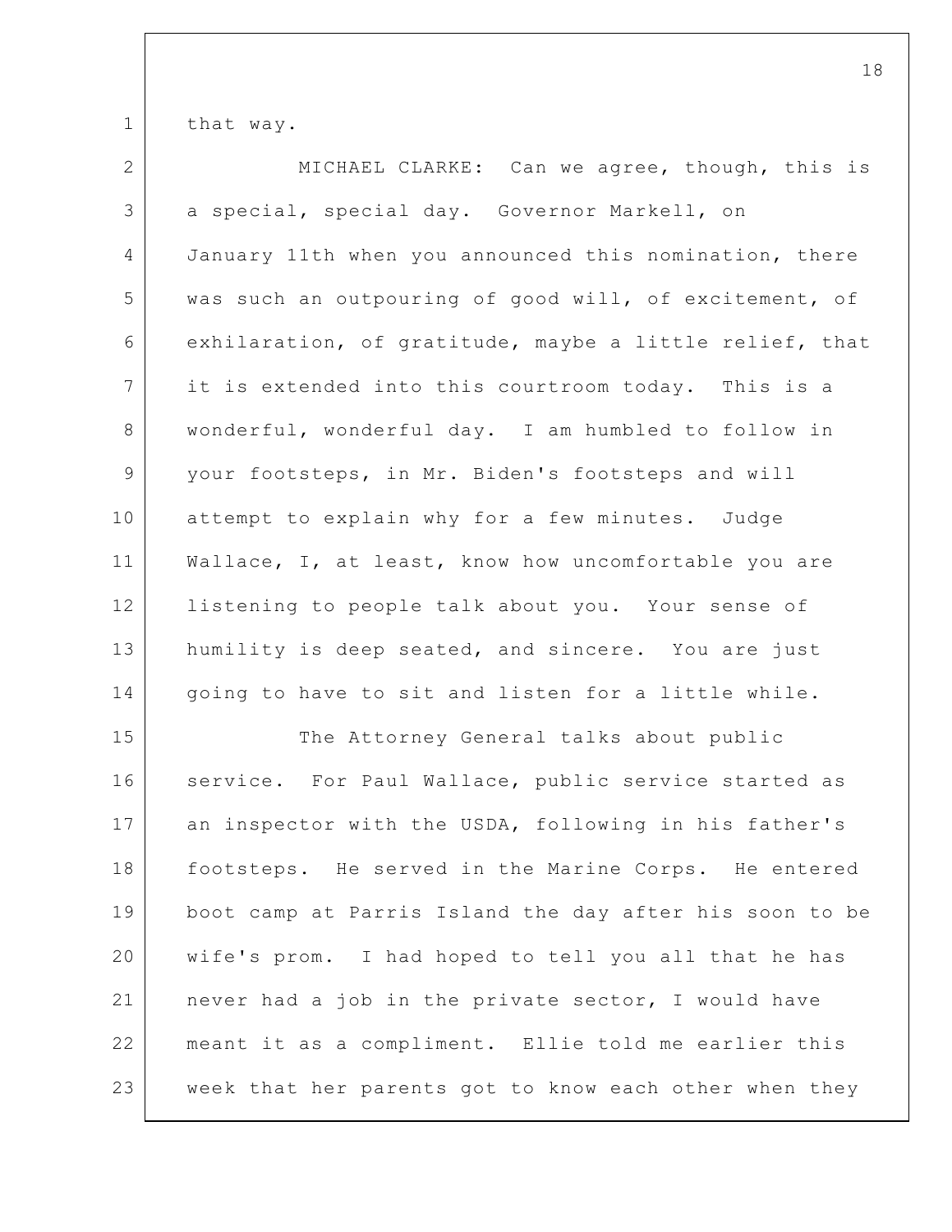that way.

MICHAEL CLARKE: Can we agree, though, this is a special, special day. Governor Markell, on January 11th when you announced this nomination, there was such an outpouring of good will, of excitement, of exhilaration, of gratitude, maybe a little relief, that it is extended into this courtroom today. This is a wonderful, wonderful day. I am humbled to follow in your footsteps, in Mr. Biden's footsteps and will attempt to explain why for a few minutes. Judge Wallace, I, at least, know how uncomfortable you are listening to people talk about you. Your sense of humility is deep seated, and sincere. You are just going to have to sit and listen for a little while.

The Attorney General talks about public service. For Paul Wallace, public service started as an inspector with the USDA, following in his father's footsteps. He served in the Marine Corps. He entered boot camp at Parris Island the day after his soon to be wife's prom. I had hoped to tell you all that he has never had a job in the private sector, I would have meant it as a compliment. Ellie told me earlier this week that her parents got to know each other when they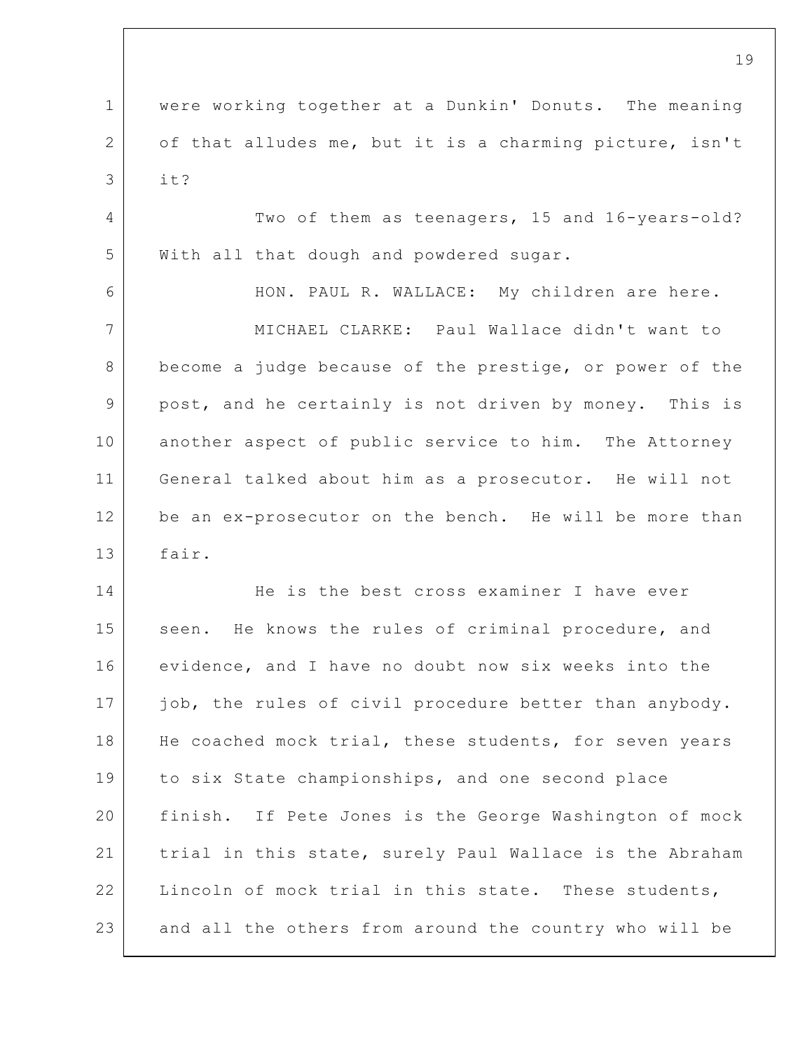were working together at a Dunkin' Donuts. The meaning of that alludes me, but it is a charming picture, isn't it?

Two of them as teenagers, 15 and 16-years-old? With all that dough and powdered sugar.

HON. PAUL R. WALLACE: My children are here.

MICHAEL CLARKE: Paul Wallace didn't want to become a judge because of the prestige, or power of the post, and he certainly is not driven by money. This is another aspect of public service to him. The Attorney General talked about him as a prosecutor. He will not be an ex-prosecutor on the bench. He will be more than fair.

He is the best cross examiner I have ever seen. He knows the rules of criminal procedure, and evidence, and I have no doubt now six weeks into the job, the rules of civil procedure better than anybody. He coached mock trial, these students, for seven years to six State championships, and one second place finish. If Pete Jones is the George Washington of mock trial in this state, surely Paul Wallace is the Abraham Lincoln of mock trial in this state. These students, and all the others from around the country who will be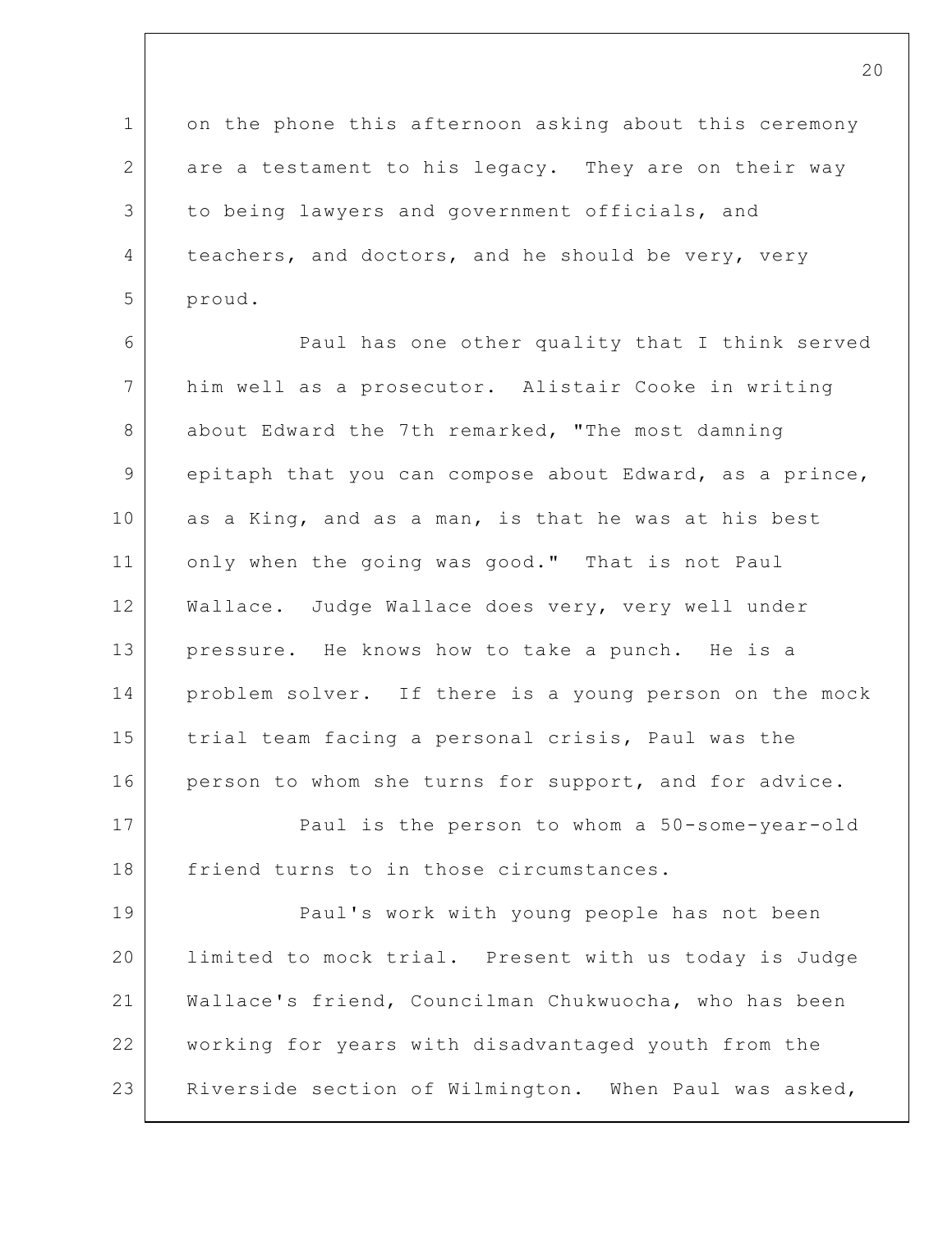on the phone this afternoon asking about this ceremony are a testament to his legacy. They are on their way to being lawyers and government officials, and teachers, and doctors, and he should be very, very proud.

Paul has one other quality that I think served him well as a prosecutor. Alistair Cooke in writing about Edward the 7th remarked, "The most damning epitaph that you can compose about Edward, as a prince, as a King, and as a man, is that he was at his best only when the going was good." That is not Paul Wallace. Judge Wallace does very, very well under pressure. He knows how to take a punch. He is a problem solver. If there is a young person on the mock trial team facing a personal crisis, Paul was the person to whom she turns for support, and for advice.

Paul is the person to whom a 50-some-year-old friend turns to in those circumstances.

Paul's work with young people has not been limited to mock trial. Present with us today is Judge Wallace's friend, Councilman Chukwuocha, who has been working for years with disadvantaged youth from the Riverside section of Wilmington. When Paul was asked,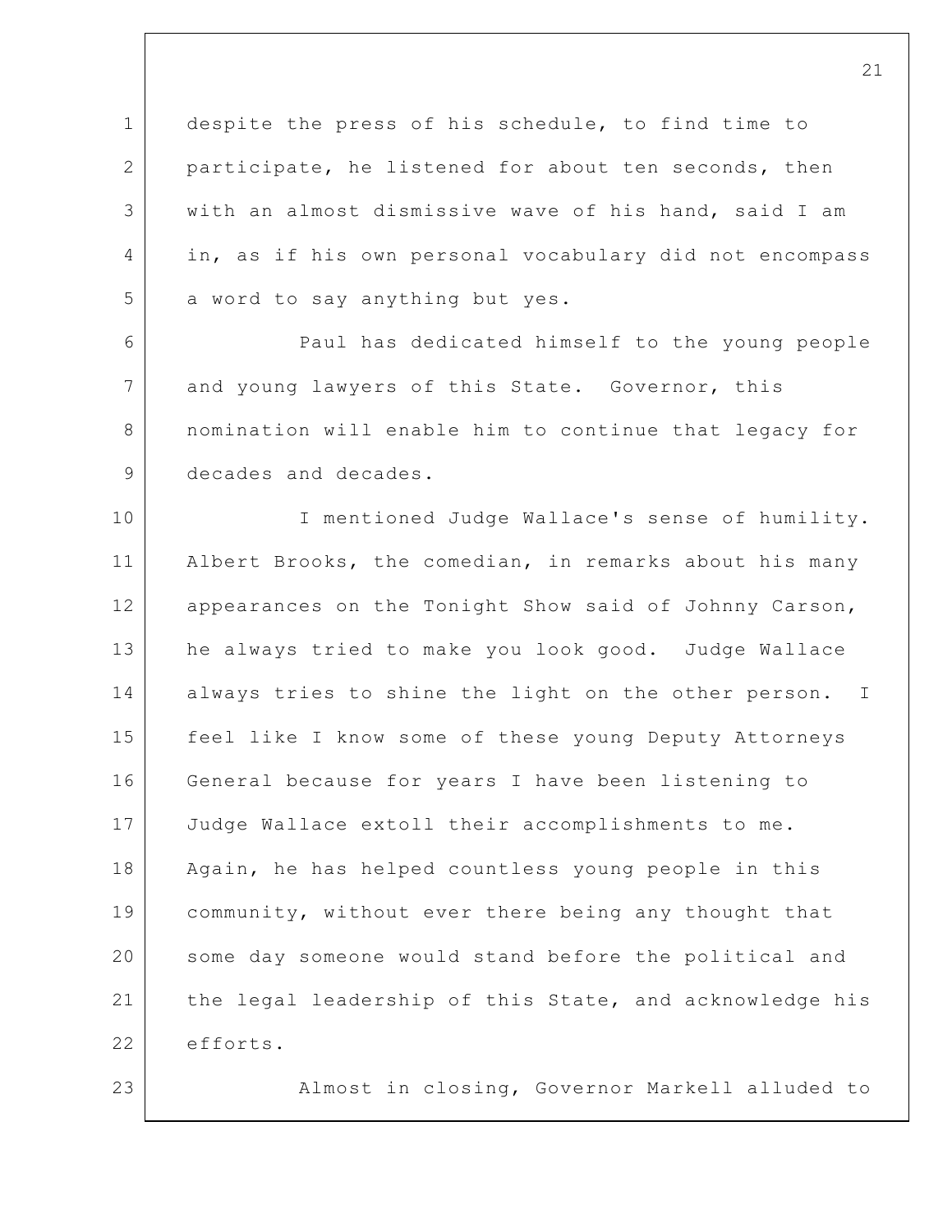despite the press of his schedule, to find time to participate, he listened for about ten seconds, then with an almost dismissive wave of his hand, said I am in, as if his own personal vocabulary did not encompass a word to say anything but yes.

Paul has dedicated himself to the young people and young lawyers of this State. Governor, this nomination will enable him to continue that legacy for decades and decades.

I mentioned Judge Wallace's sense of humility. Albert Brooks, the comedian, in remarks about his many appearances on the Tonight Show said of Johnny Carson, he always tried to make you look good. Judge Wallace always tries to shine the light on the other person. I feel like I know some of these young Deputy Attorneys General because for years I have been listening to Judge Wallace extoll their accomplishments to me. Again, he has helped countless young people in this community, without ever there being any thought that some day someone would stand before the political and the legal leadership of this State, and acknowledge his efforts.

Almost in closing, Governor Markell alluded to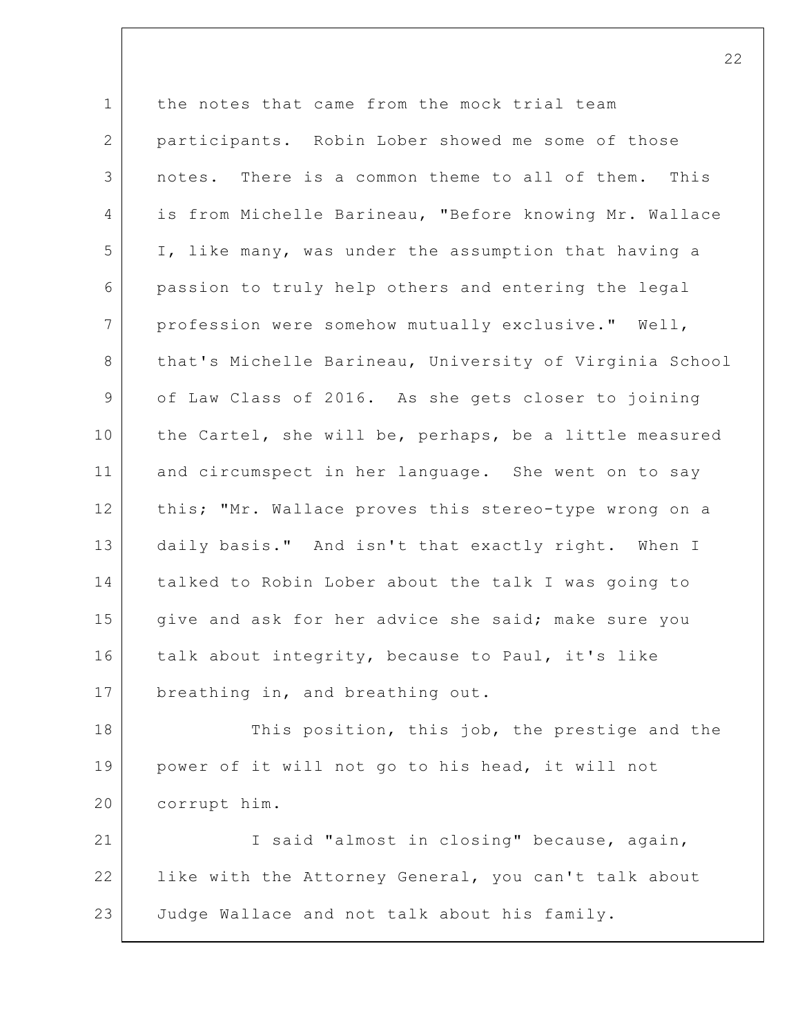the notes that came from the mock trial team participants. Robin Lober showed me some of those notes. There is a common theme to all of them. This is from Michelle Barineau, "Before knowing Mr. Wallace I, like many, was under the assumption that having a passion to truly help others and entering the legal profession were somehow mutually exclusive." Well, that's Michelle Barineau, University of Virginia School of Law Class of 2016. As she gets closer to joining the Cartel, she will be, perhaps, be a little measured and circumspect in her language. She went on to say this; "Mr. Wallace proves this stereo-type wrong on a daily basis." And isn't that exactly right. When I talked to Robin Lober about the talk I was going to give and ask for her advice she said; make sure you talk about integrity, because to Paul, it's like breathing in, and breathing out.

This position, this job, the prestige and the power of it will not go to his head, it will not corrupt him.

I said "almost in closing" because, again, like with the Attorney General, you can't talk about Judge Wallace and not talk about his family.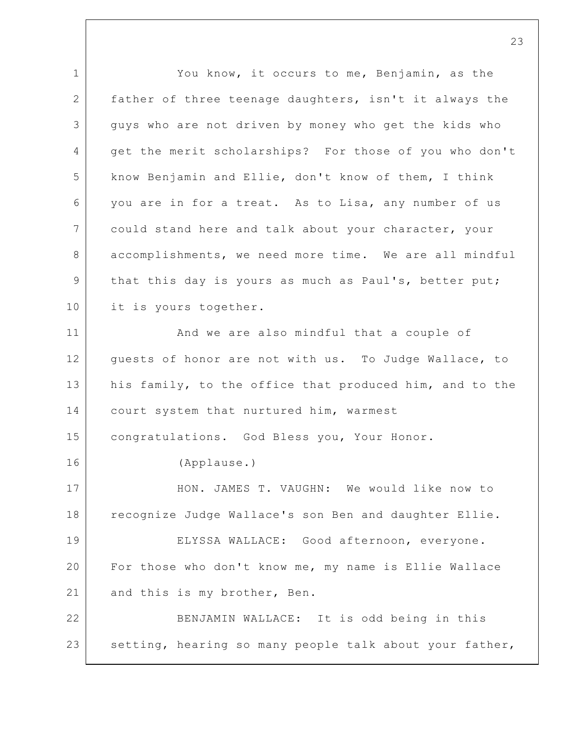You know, it occurs to me, Benjamin, as the father of three teenage daughters, isn't it always the guys who are not driven by money who get the kids who get the merit scholarships? For those of you who don't know Benjamin and Ellie, don't know of them, I think you are in for a treat. As to Lisa, any number of us could stand here and talk about your character, your accomplishments, we need more time. We are all mindful that this day is yours as much as Paul's, better put; it is yours together.

And we are also mindful that a couple of guests of honor are not with us. To Judge Wallace, to his family, to the office that produced him, and to the court system that nurtured him, warmest congratulations. God Bless you, Your Honor.

(Applause.)

HON. JAMES T. VAUGHN: We would like now to recognize Judge Wallace's son Ben and daughter Ellie.

ELYSSA WALLACE: Good afternoon, everyone. For those who don't know me, my name is Ellie Wallace and this is my brother, Ben.

BENJAMIN WALLACE: It is odd being in this setting, hearing so many people talk about your father,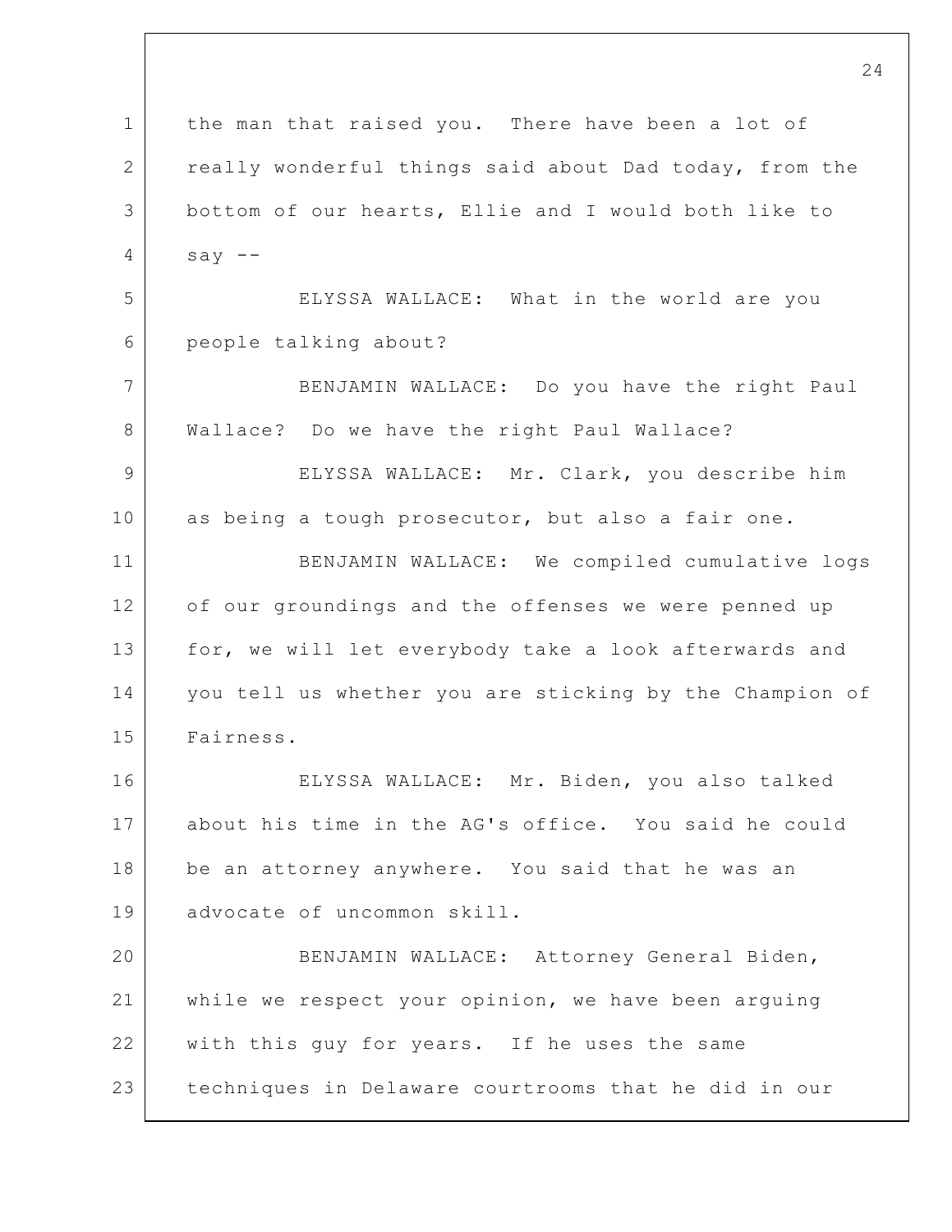the man that raised you. There have been a lot of really wonderful things said about Dad today, from the bottom of our hearts, Ellie and I would both like to say --

ELYSSA WALLACE: What in the world are you people talking about?

BENJAMIN WALLACE: Do you have the right Paul Wallace? Do we have the right Paul Wallace?

ELYSSA WALLACE: Mr. Clark, you describe him as being a tough prosecutor, but also a fair one.

BENJAMIN WALLACE: We compiled cumulative logs of our groundings and the offenses we were penned up for, we will let everybody take a look afterwards and you tell us whether you are sticking by the Champion of Fairness.

ELYSSA WALLACE: Mr. Biden, you also talked about his time in the AG's office. You said he could be an attorney anywhere. You said that he was an advocate of uncommon skill.

BENJAMIN WALLACE: Attorney General Biden, while we respect your opinion, we have been arguing with this guy for years. If he uses the same techniques in Delaware courtrooms that he did in our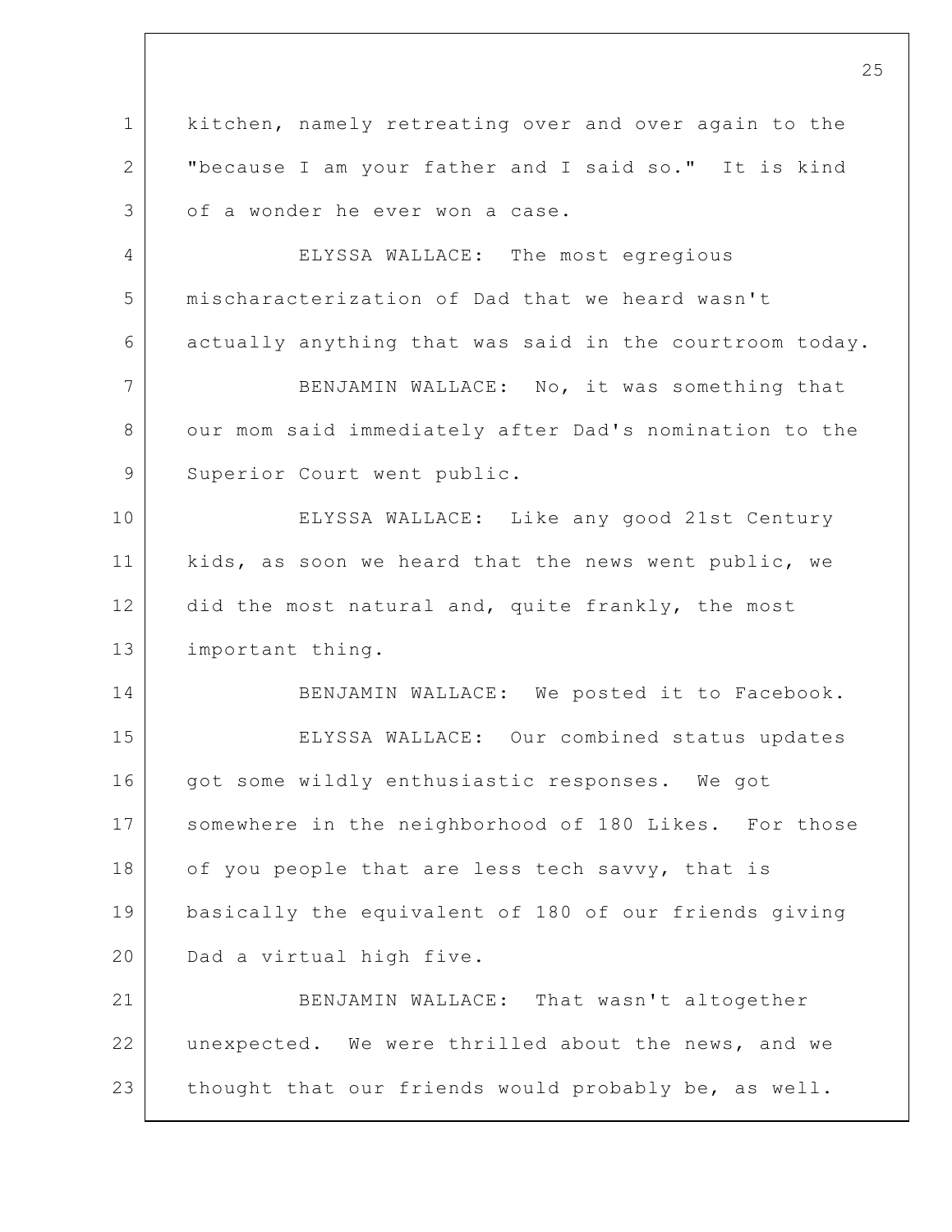kitchen, namely retreating over and over again to the "because I am your father and I said so." It is kind of a wonder he ever won a case.

ELYSSA WALLACE: The most egregious mischaracterization of Dad that we heard wasn't actually anything that was said in the courtroom today.

BENJAMIN WALLACE: No, it was something that our mom said immediately after Dad's nomination to the Superior Court went public.

ELYSSA WALLACE: Like any good 21st Century kids, as soon we heard that the news went public, we did the most natural and, quite frankly, the most important thing.

BENJAMIN WALLACE: We posted it to Facebook.

ELYSSA WALLACE: Our combined status updates got some wildly enthusiastic responses. We got somewhere in the neighborhood of 180 Likes. For those of you people that are less tech savvy, that is basically the equivalent of 180 of our friends giving Dad a virtual high five.

BENJAMIN WALLACE: That wasn't altogether unexpected. We were thrilled about the news, and we thought that our friends would probably be, as well.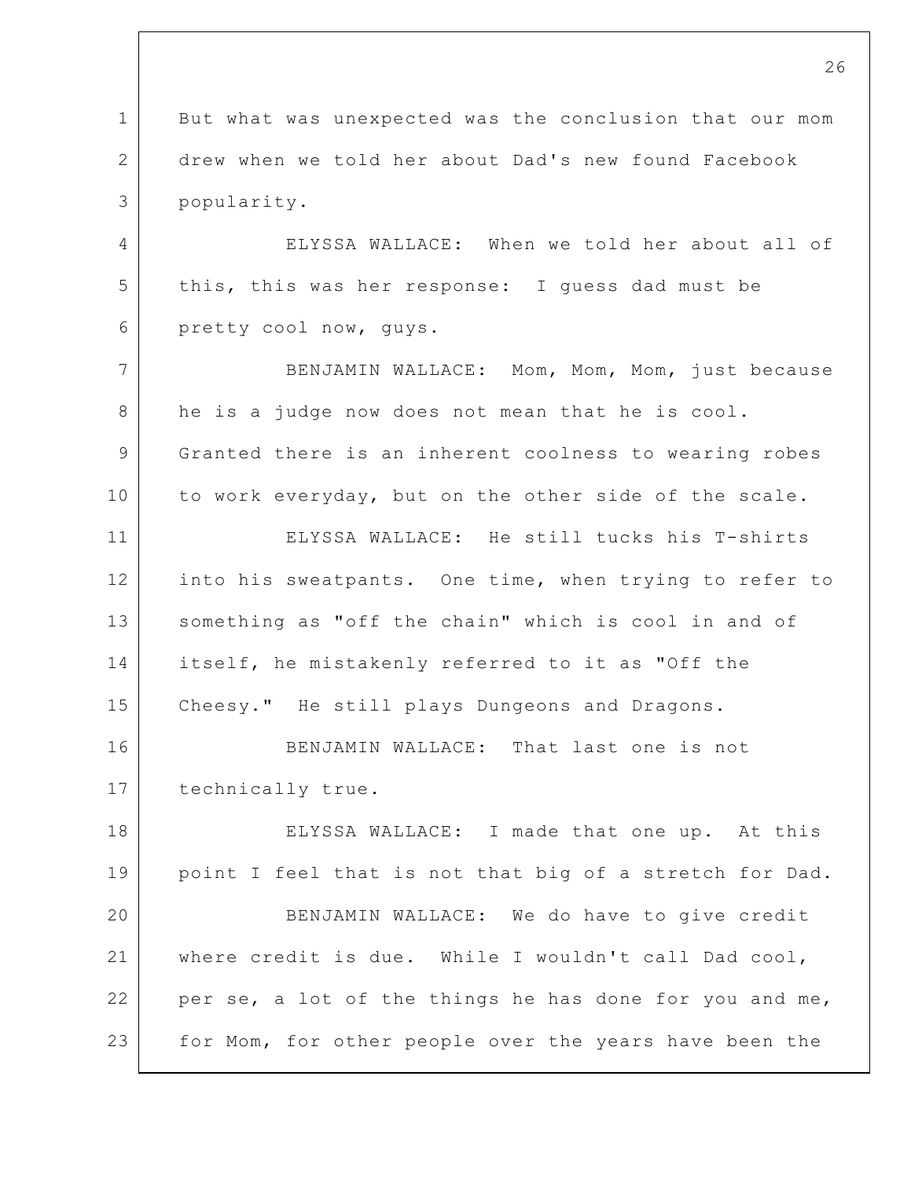But what was unexpected was the conclusion that our mom drew when we told her about Dad's new found Facebook popularity.

ELYSSA WALLACE: When we told her about all of this, this was her response: I guess dad must be pretty cool now, guys.

BENJAMIN WALLACE: Mom, Mom, Mom, just because he is a judge now does not mean that he is cool. Granted there is an inherent coolness to wearing robes to work everyday, but on the other side of the scale.

ELYSSA WALLACE: He still tucks his T-shirts into his sweatpants. One time, when trying to refer to something as "off the chain" which is cool in and of itself, he mistakenly referred to it as "Off the Cheesy." He still plays Dungeons and Dragons.

BENJAMIN WALLACE: That last one is not technically true.

ELYSSA WALLACE: I made that one up. At this point I feel that is not that big of a stretch for Dad.

BENJAMIN WALLACE: We do have to give credit where credit is due. While I wouldn't call Dad cool, per se, a lot of the things he has done for you and me, for Mom, for other people over the years have been the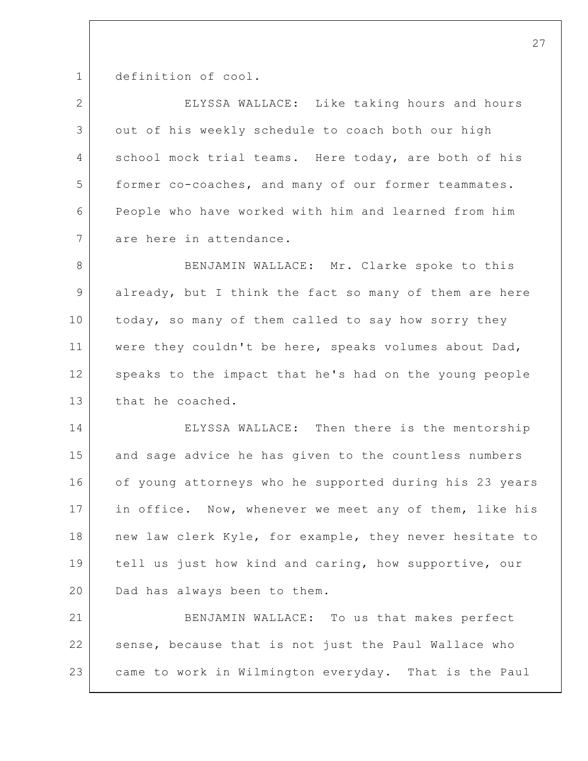definition of cool.

ELYSSA WALLACE: Like taking hours and hours out of his weekly schedule to coach both our high school mock trial teams. Here today, are both of his former co-coaches, and many of our former teammates. People who have worked with him and learned from him are here in attendance.

BENJAMIN WALLACE: Mr. Clarke spoke to this already, but I think the fact so many of them are here today, so many of them called to say how sorry they were they couldn't be here, speaks volumes about Dad, speaks to the impact that he's had on the young people that he coached.

ELYSSA WALLACE: Then there is the mentorship and sage advice he has given to the countless numbers of young attorneys who he supported during his 23 years in office. Now, whenever we meet any of them, like his new law clerk Kyle, for example, they never hesitate to tell us just how kind and caring, how supportive, our Dad has always been to them.

BENJAMIN WALLACE: To us that makes perfect sense, because that is not just the Paul Wallace who came to work in Wilmington everyday. That is the Paul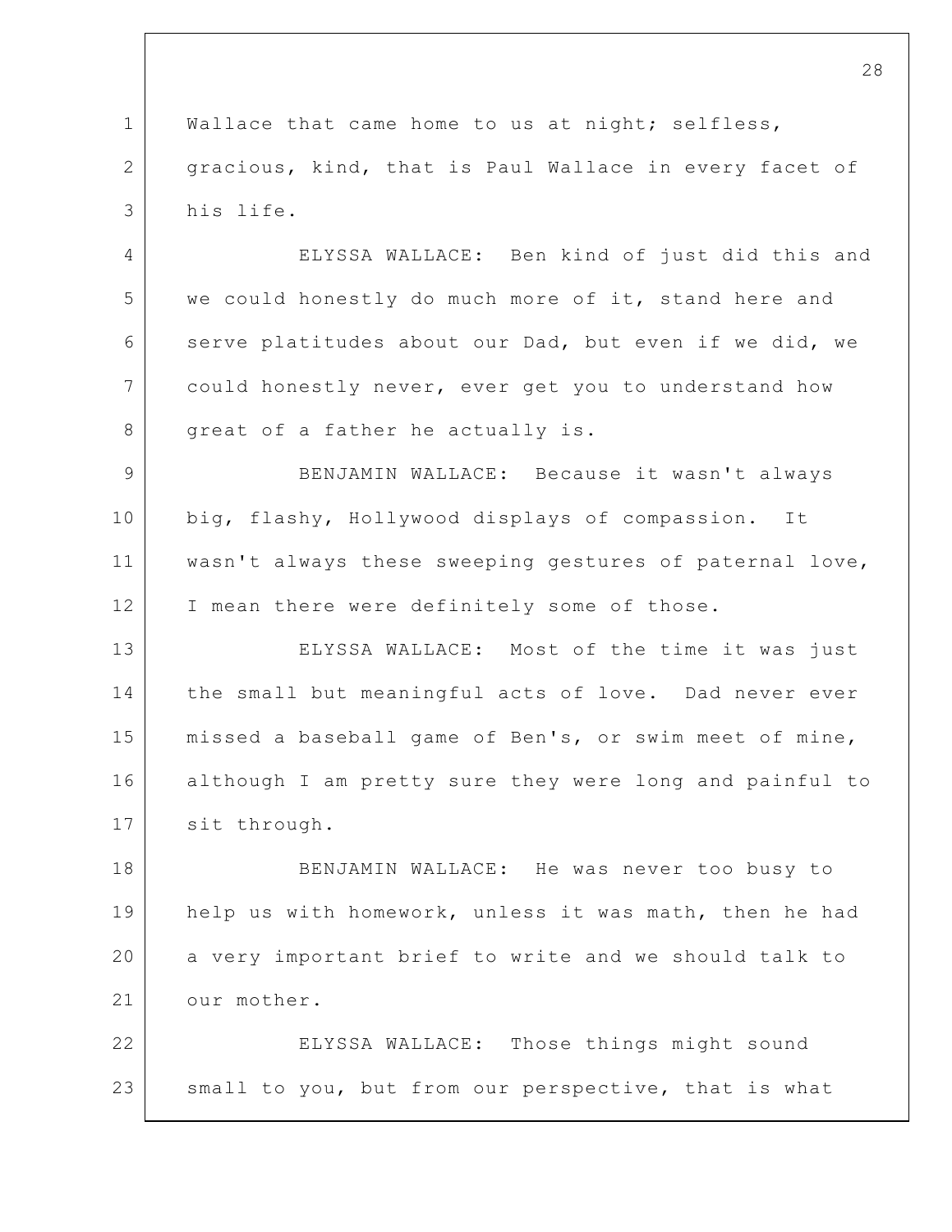Wallace that came home to us at night; selfless, gracious, kind, that is Paul Wallace in every facet of his life.

ELYSSA WALLACE: Ben kind of just did this and we could honestly do much more of it, stand here and serve platitudes about our Dad, but even if we did, we could honestly never, ever get you to understand how great of a father he actually is.

BENJAMIN WALLACE: Because it wasn't always big, flashy, Hollywood displays of compassion. It wasn't always these sweeping gestures of paternal love, I mean there were definitely some of those.

ELYSSA WALLACE: Most of the time it was just the small but meaningful acts of love. Dad never ever missed a baseball game of Ben's, or swim meet of mine, although I am pretty sure they were long and painful to sit through.

BENJAMIN WALLACE: He was never too busy to help us with homework, unless it was math, then he had a very important brief to write and we should talk to our mother.

ELYSSA WALLACE: Those things might sound small to you, but from our perspective, that is what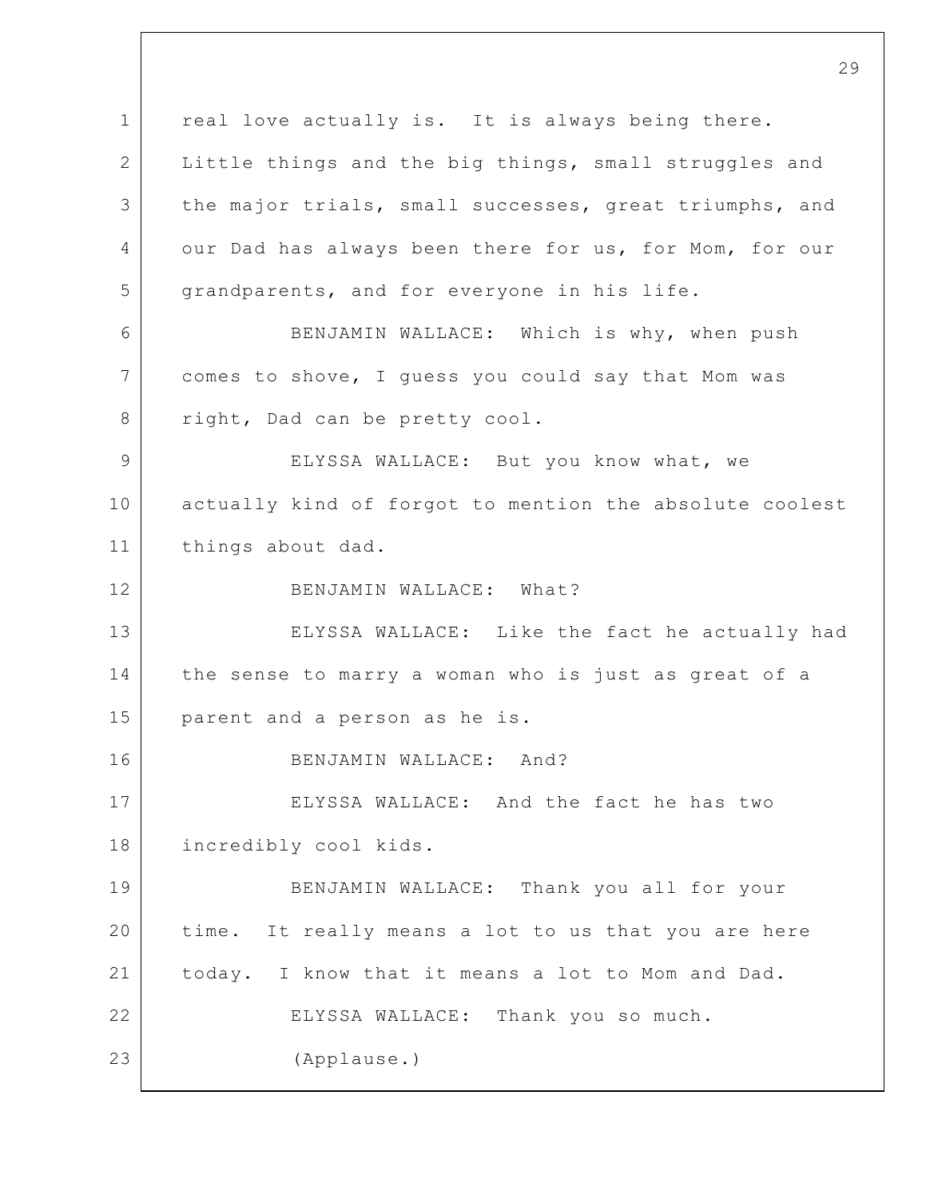real love actually is. It is always being there. Little things and the big things, small struggles and the major trials, small successes, great triumphs, and our Dad has always been there for us, for Mom, for our grandparents, and for everyone in his life.

BENJAMIN WALLACE: Which is why, when push comes to shove, I guess you could say that Mom was right, Dad can be pretty cool.

ELYSSA WALLACE: But you know what, we actually kind of forgot to mention the absolute coolest things about dad.

BENJAMIN WALLACE: What?

ELYSSA WALLACE: Like the fact he actually had the sense to marry a woman who is just as great of a parent and a person as he is.

BENJAMIN WALLACE: And?

ELYSSA WALLACE: And the fact he has two incredibly cool kids.

BENJAMIN WALLACE: Thank you all for your time. It really means a lot to us that you are here today. I know that it means a lot to Mom and Dad.

ELYSSA WALLACE: Thank you so much.

(Applause.)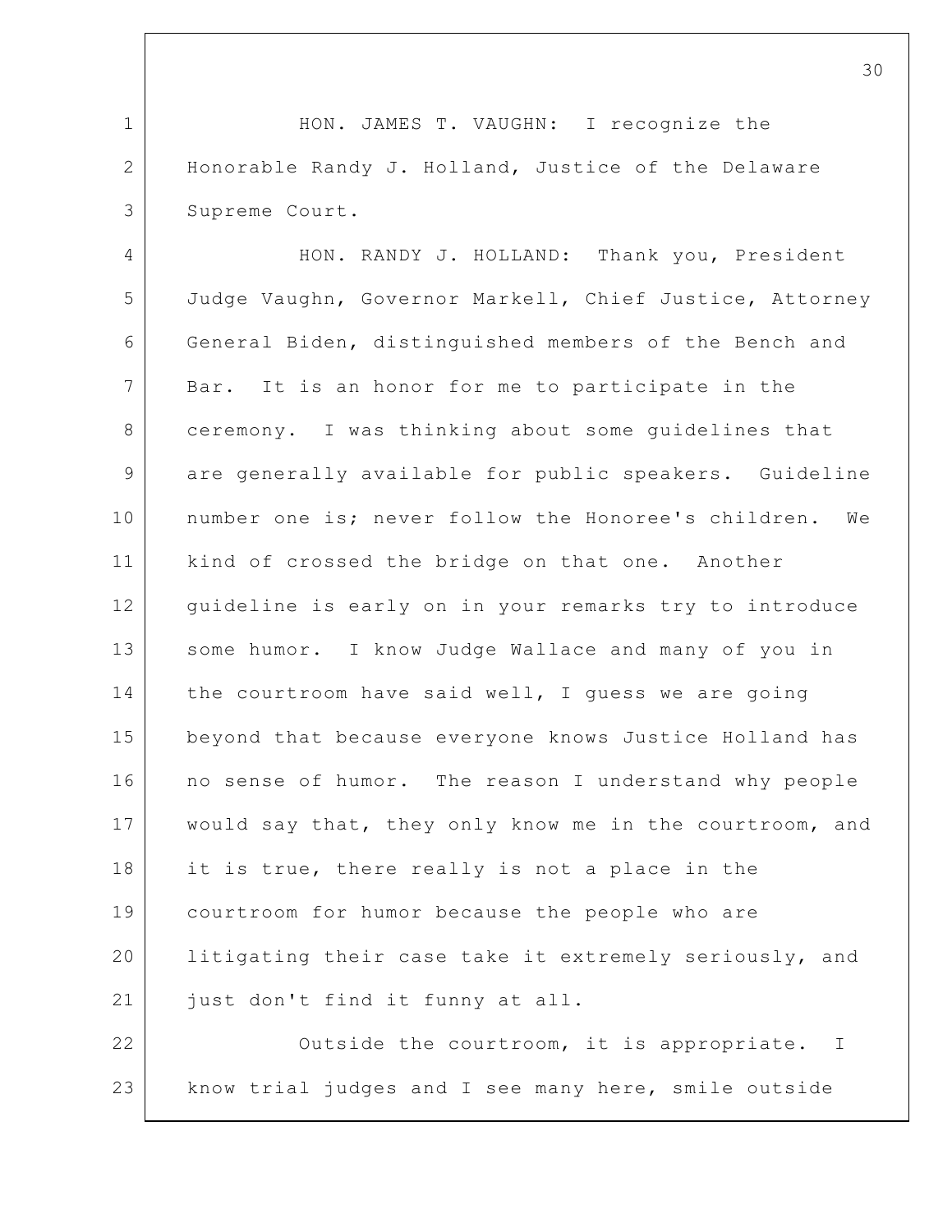HON. JAMES T. VAUGHN: I recognize the Honorable Randy J. Holland, Justice of the Delaware Supreme Court.

HON. RANDY J. HOLLAND: Thank you, President Judge Vaughn, Governor Markell, Chief Justice, Attorney General Biden, distinguished members of the Bench and Bar. It is an honor for me to participate in the ceremony. I was thinking about some guidelines that are generally available for public speakers. Guideline number one is; never follow the Honoree's children. We kind of crossed the bridge on that one. Another guideline is early on in your remarks try to introduce some humor. I know Judge Wallace and many of you in the courtroom have said well, I guess we are going beyond that because everyone knows Justice Holland has no sense of humor. The reason I understand why people would say that, they only know me in the courtroom, and it is true, there really is not a place in the courtroom for humor because the people who are litigating their case take it extremely seriously, and just don't find it funny at all.

Outside the courtroom, it is appropriate. I know trial judges and I see many here, smile outside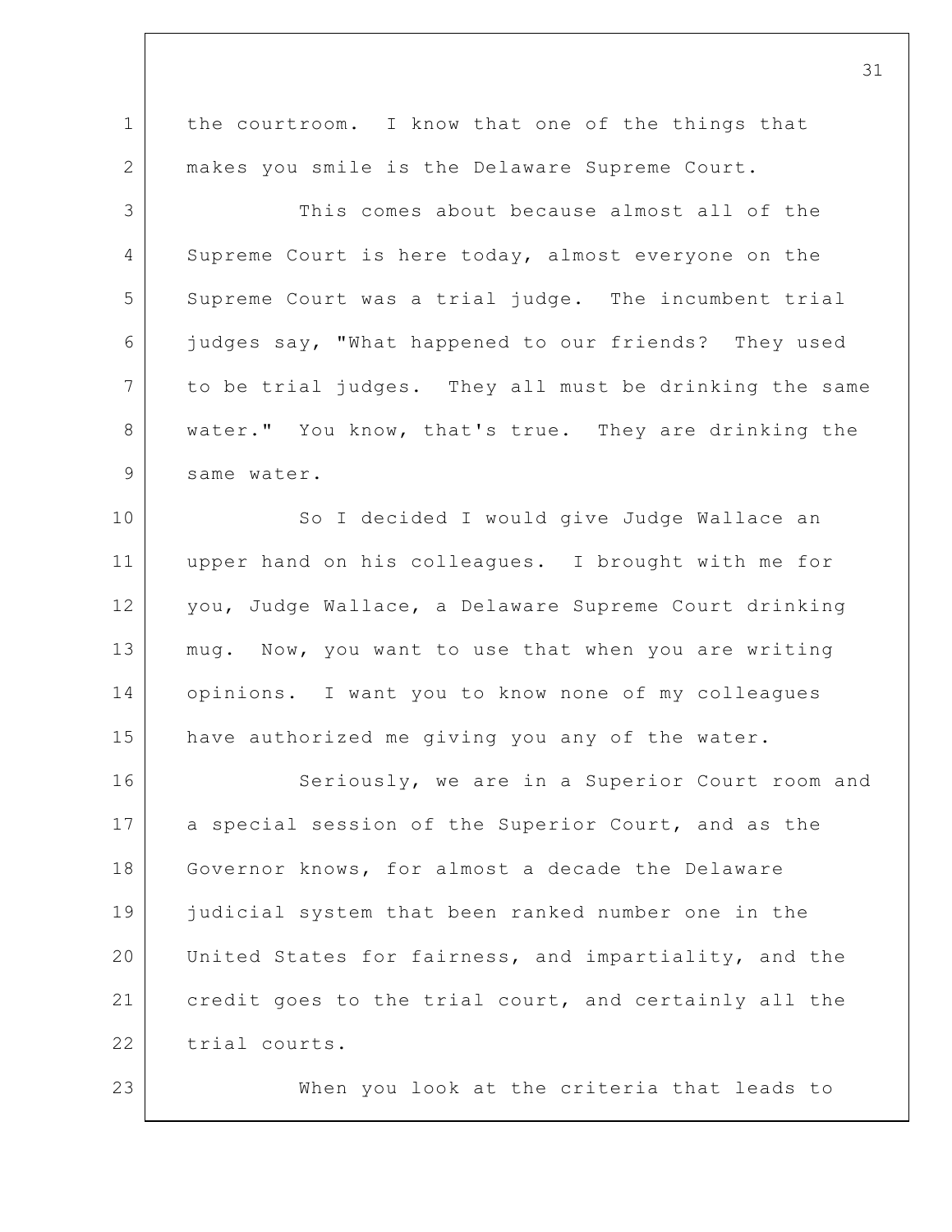the courtroom. I know that one of the things that makes you smile is the Delaware Supreme Court.

This comes about because almost all of the Supreme Court is here today, almost everyone on the Supreme Court was a trial judge. The incumbent trial judges say, "What happened to our friends? They used to be trial judges. They all must be drinking the same water." You know, that's true. They are drinking the same water.

So I decided I would give Judge Wallace an upper hand on his colleagues. I brought with me for you, Judge Wallace, a Delaware Supreme Court drinking mug. Now, you want to use that when you are writing opinions. I want you to know none of my colleagues have authorized me giving you any of the water.

Seriously, we are in a Superior Court room and a special session of the Superior Court, and as the Governor knows, for almost a decade the Delaware judicial system that been ranked number one in the United States for fairness, and impartiality, and the credit goes to the trial court, and certainly all the trial courts.

When you look at the criteria that leads to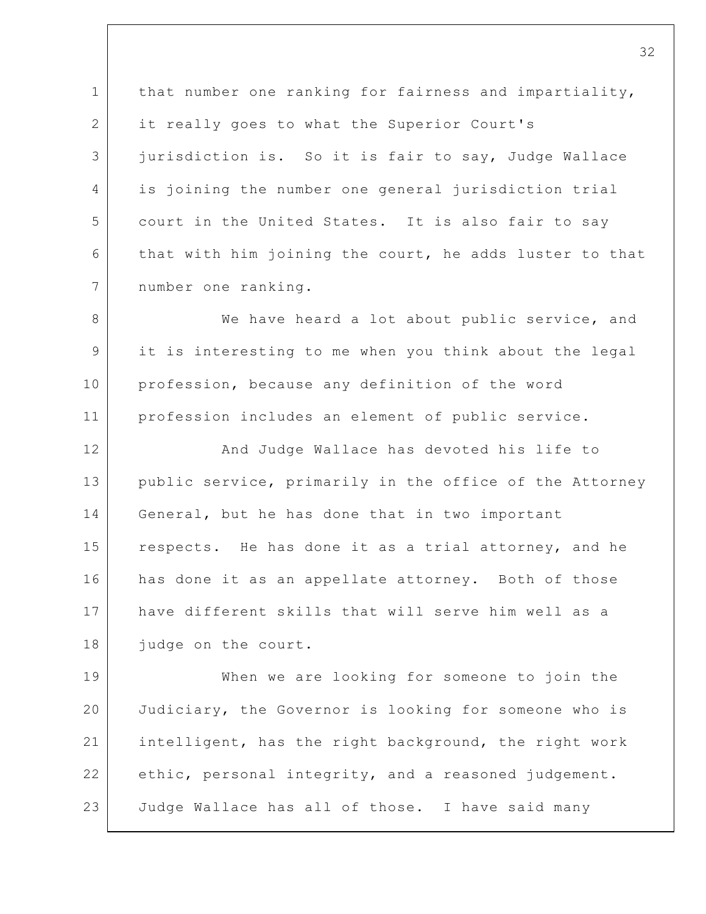that number one ranking for fairness and impartiality, it really goes to what the Superior Court's jurisdiction is. So it is fair to say, Judge Wallace is joining the number one general jurisdiction trial court in the United States. It is also fair to say that with him joining the court, he adds luster to that number one ranking.

We have heard a lot about public service, and it is interesting to me when you think about the legal profession, because any definition of the word profession includes an element of public service.

And Judge Wallace has devoted his life to public service, primarily in the office of the Attorney General, but he has done that in two important respects. He has done it as a trial attorney, and he has done it as an appellate attorney. Both of those have different skills that will serve him well as a judge on the court.

When we are looking for someone to join the Judiciary, the Governor is looking for someone who is intelligent, has the right background, the right work ethic, personal integrity, and a reasoned judgement. Judge Wallace has all of those. I have said many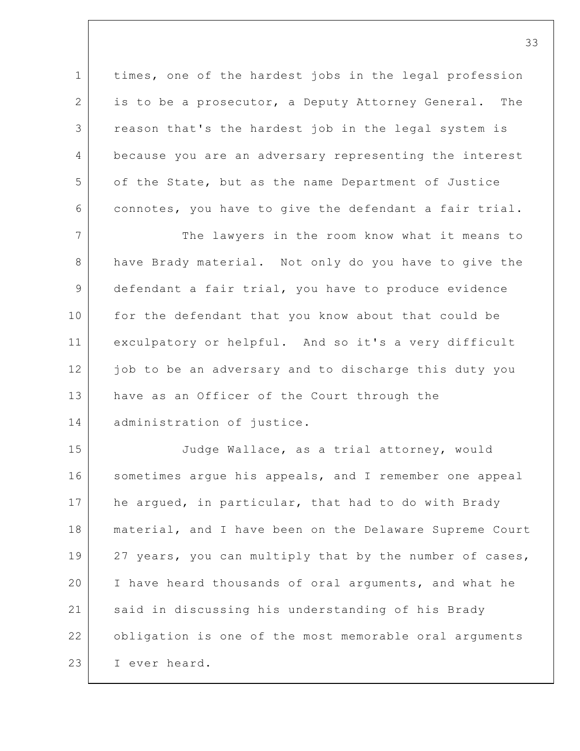times, one of the hardest jobs in the legal profession is to be a prosecutor, a Deputy Attorney General. The reason that's the hardest job in the legal system is because you are an adversary representing the interest of the State, but as the name Department of Justice connotes, you have to give the defendant a fair trial.

The lawyers in the room know what it means to have Brady material. Not only do you have to give the defendant a fair trial, you have to produce evidence for the defendant that you know about that could be exculpatory or helpful. And so it's a very difficult job to be an adversary and to discharge this duty you have as an Officer of the Court through the administration of justice.

Judge Wallace, as a trial attorney, would sometimes argue his appeals, and I remember one appeal he argued, in particular, that had to do with Brady material, and I have been on the Delaware Supreme Court 27 years, you can multiply that by the number of cases, I have heard thousands of oral arguments, and what he said in discussing his understanding of his Brady obligation is one of the most memorable oral arguments I ever heard.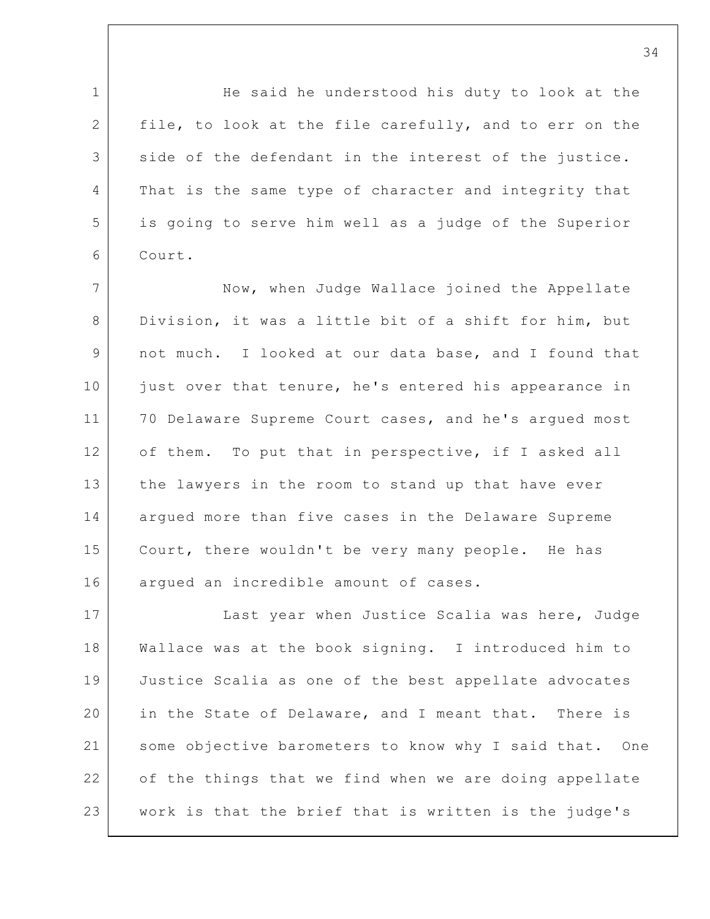He said he understood his duty to look at the file, to look at the file carefully, and to err on the side of the defendant in the interest of the justice. That is the same type of character and integrity that is going to serve him well as a judge of the Superior Court.

Now, when Judge Wallace joined the Appellate Division, it was a little bit of a shift for him, but not much. I looked at our data base, and I found that just over that tenure, he's entered his appearance in 70 Delaware Supreme Court cases, and he's argued most of them. To put that in perspective, if I asked all the lawyers in the room to stand up that have ever argued more than five cases in the Delaware Supreme Court, there wouldn't be very many people. He has argued an incredible amount of cases.

Last year when Justice Scalia was here, Judge Wallace was at the book signing. I introduced him to Justice Scalia as one of the best appellate advocates in the State of Delaware, and I meant that. There is some objective barometers to know why I said that. One of the things that we find when we are doing appellate work is that the brief that is written is the judge's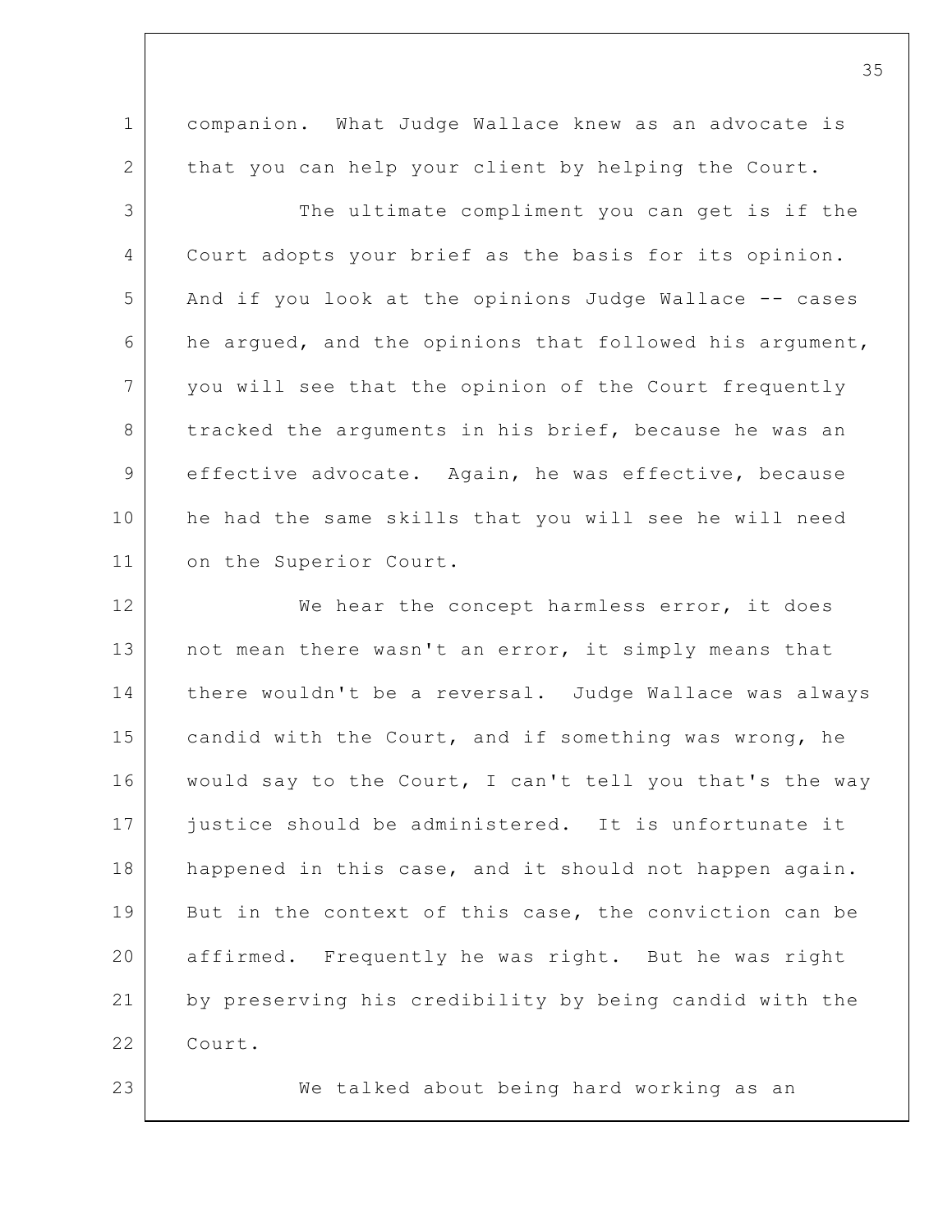companion. What Judge Wallace knew as an advocate is that you can help your client by helping the Court.

The ultimate compliment you can get is if the Court adopts your brief as the basis for its opinion. And if you look at the opinions Judge Wallace -- cases he argued, and the opinions that followed his argument, you will see that the opinion of the Court frequently tracked the arguments in his brief, because he was an effective advocate. Again, he was effective, because he had the same skills that you will see he will need on the Superior Court.

We hear the concept harmless error, it does not mean there wasn't an error, it simply means that there wouldn't be a reversal. Judge Wallace was always candid with the Court, and if something was wrong, he would say to the Court, I can't tell you that's the way justice should be administered. It is unfortunate it happened in this case, and it should not happen again. But in the context of this case, the conviction can be affirmed. Frequently he was right. But he was right by preserving his credibility by being candid with the Court.

We talked about being hard working as an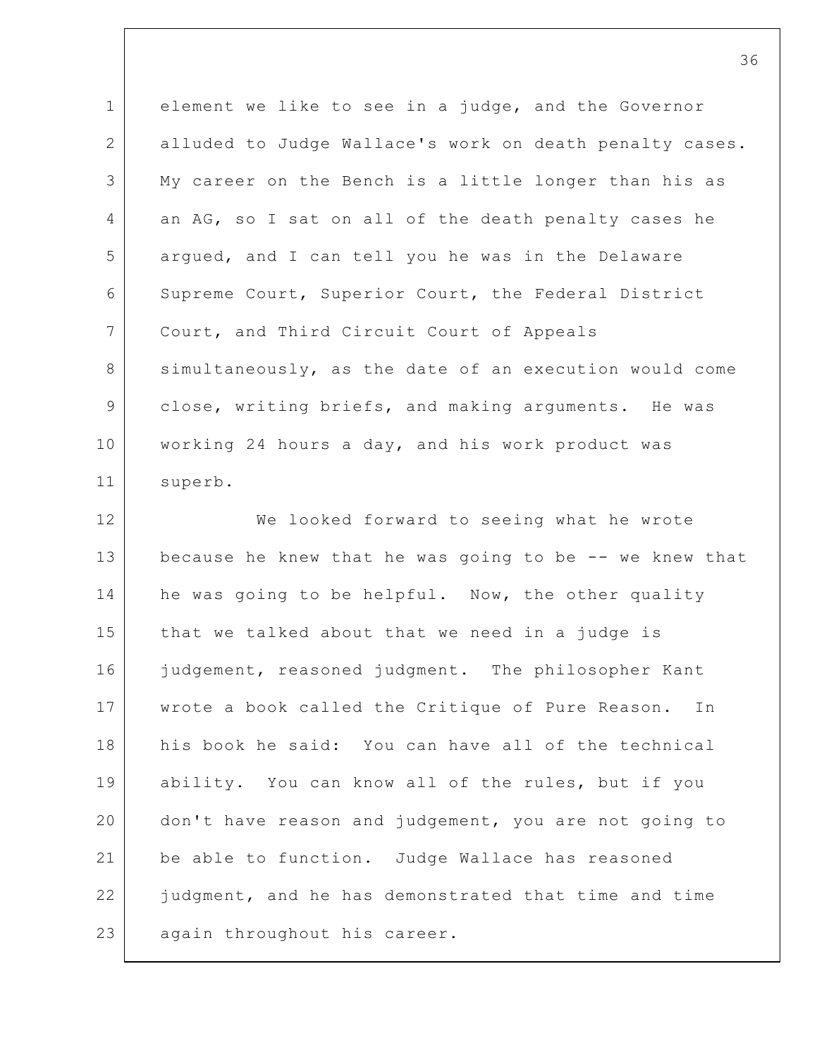element we like to see in a judge, and the Governor alluded to Judge Wallace's work on death penalty cases. My career on the Bench is a little longer than his as an AG, so I sat on all of the death penalty cases he argued, and I can tell you he was in the Delaware Supreme Court, Superior Court, the Federal District Court, and Third Circuit Court of Appeals simultaneously, as the date of an execution would come close, writing briefs, and making arguments. He was working 24 hours a day, and his work product was superb.

We looked forward to seeing what he wrote because he knew that he was going to be -- we knew that he was going to be helpful. Now, the other quality that we talked about that we need in a judge is judgement, reasoned judgment. The philosopher Kant wrote a book called the Critique of Pure Reason. In his book he said: You can have all of the technical ability. You can know all of the rules, but if you don't have reason and judgement, you are not going to be able to function. Judge Wallace has reasoned judgment, and he has demonstrated that time and time again throughout his career.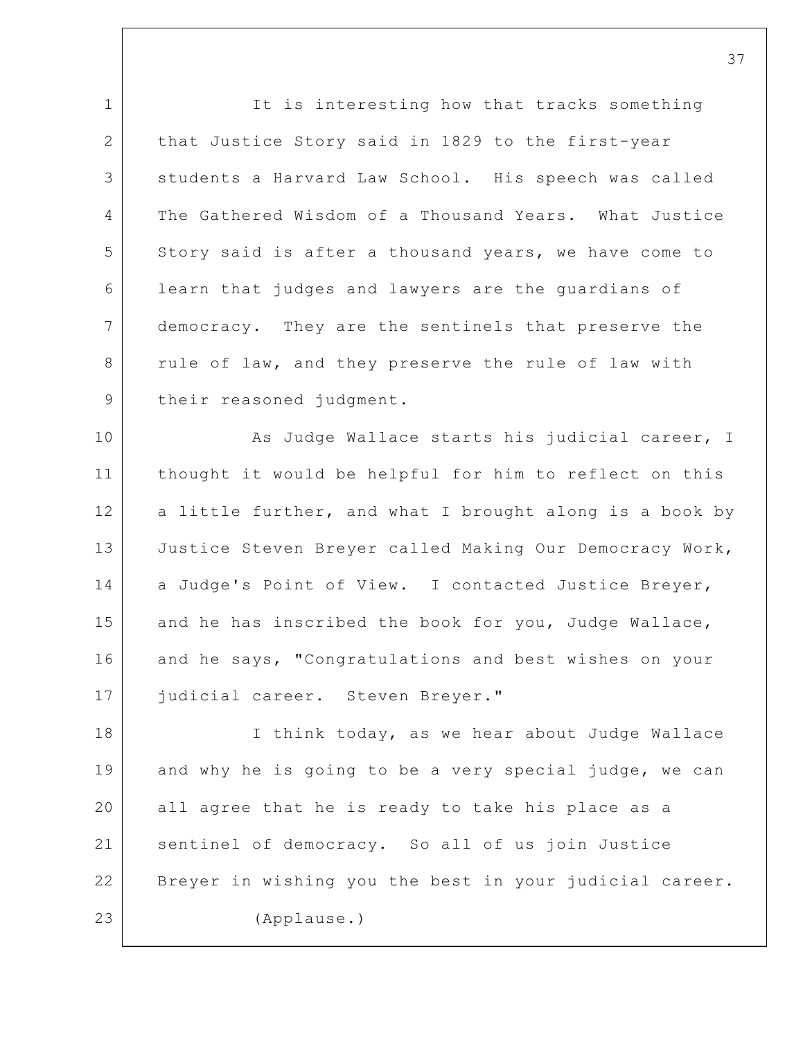It is interesting how that tracks something that Justice Story said in 1829 to the first-year students a Harvard Law School. His speech was called The Gathered Wisdom of a Thousand Years. What Justice Story said is after a thousand years, we have come to learn that judges and lawyers are the guardians of democracy. They are the sentinels that preserve the rule of law, and they preserve the rule of law with their reasoned judgment.

As Judge Wallace starts his judicial career, I thought it would be helpful for him to reflect on this a little further, and what I brought along is a book by Justice Steven Breyer called Making Our Democracy Work, a Judge's Point of View. I contacted Justice Breyer, and he has inscribed the book for you, Judge Wallace, and he says, "Congratulations and best wishes on your judicial career. Steven Breyer."

I think today, as we hear about Judge Wallace and why he is going to be a very special judge, we can all agree that he is ready to take his place as a sentinel of democracy. So all of us join Justice Breyer in wishing you the best in your judicial career.

(Applause.)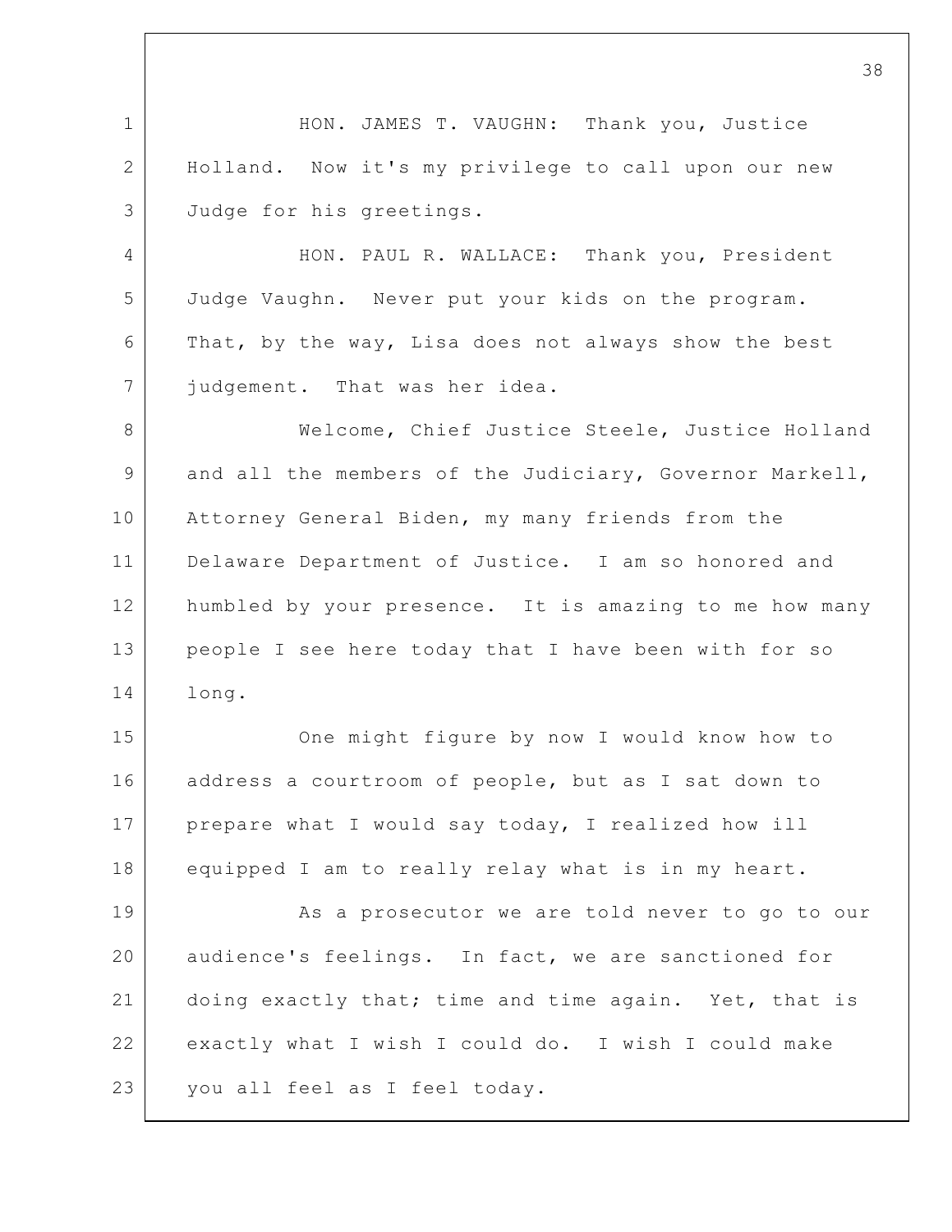HON. JAMES T. VAUGHN: Thank you, Justice Holland. Now it's my privilege to call upon our new Judge for his greetings.

HON. PAUL R. WALLACE: Thank you, President Judge Vaughn. Never put your kids on the program. That, by the way, Lisa does not always show the best judgement. That was her idea.

Welcome, Chief Justice Steele, Justice Holland and all the members of the Judiciary, Governor Markell, Attorney General Biden, my many friends from the Delaware Department of Justice. I am so honored and humbled by your presence. It is amazing to me how many people I see here today that I have been with for so long.

One might figure by now I would know how to address a courtroom of people, but as I sat down to prepare what I would say today, I realized how ill equipped I am to really relay what is in my heart.

As a prosecutor we are told never to go to our audience's feelings. In fact, we are sanctioned for doing exactly that; time and time again. Yet, that is exactly what I wish I could do. I wish I could make you all feel as I feel today.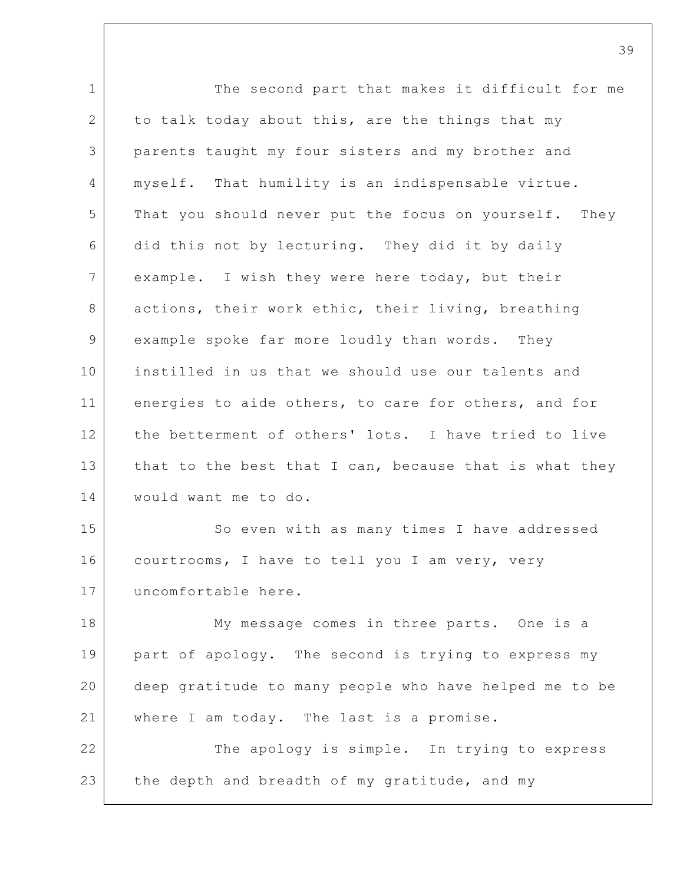The second part that makes it difficult for me to talk today about this, are the things that my parents taught my four sisters and my brother and myself. That humility is an indispensable virtue. That you should never put the focus on yourself. They did this not by lecturing. They did it by daily example. I wish they were here today, but their actions, their work ethic, their living, breathing example spoke far more loudly than words. They instilled in us that we should use our talents and energies to aide others, to care for others, and for the betterment of others' lots. I have tried to live that to the best that I can, because that is what they would want me to do.

So even with as many times I have addressed courtrooms, I have to tell you I am very, very uncomfortable here.

My message comes in three parts. One is a part of apology. The second is trying to express my deep gratitude to many people who have helped me to be where I am today. The last is a promise.

The apology is simple. In trying to express the depth and breadth of my gratitude, and my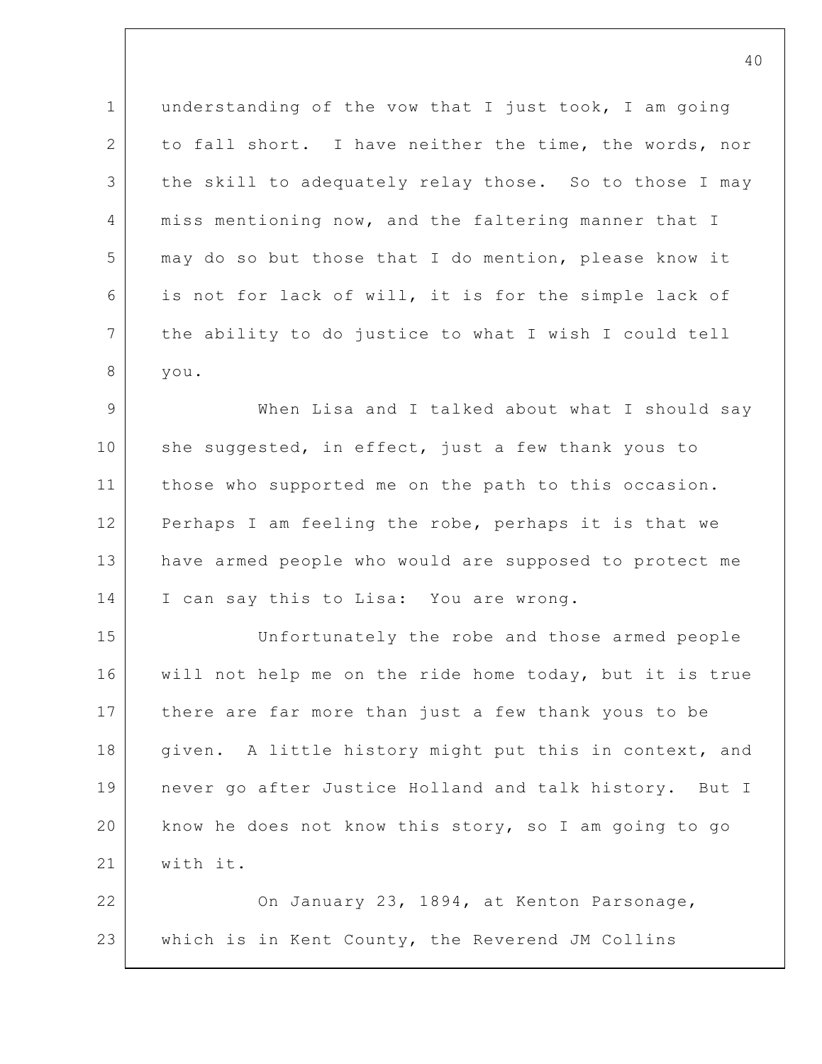understanding of the vow that I just took, I am going to fall short. I have neither the time, the words, nor the skill to adequately relay those. So to those I may miss mentioning now, and the faltering manner that I may do so but those that I do mention, please know it is not for lack of will, it is for the simple lack of the ability to do justice to what I wish I could tell you.

When Lisa and I talked about what I should say she suggested, in effect, just a few thank yous to those who supported me on the path to this occasion. Perhaps I am feeling the robe, perhaps it is that we have armed people who would are supposed to protect me I can say this to Lisa: You are wrong.

Unfortunately the robe and those armed people will not help me on the ride home today, but it is true there are far more than just a few thank yous to be given. A little history might put this in context, and never go after Justice Holland and talk history. But I know he does not know this story, so I am going to go with it.

On January 23, 1894, at Kenton Parsonage, which is in Kent County, the Reverend JM Collins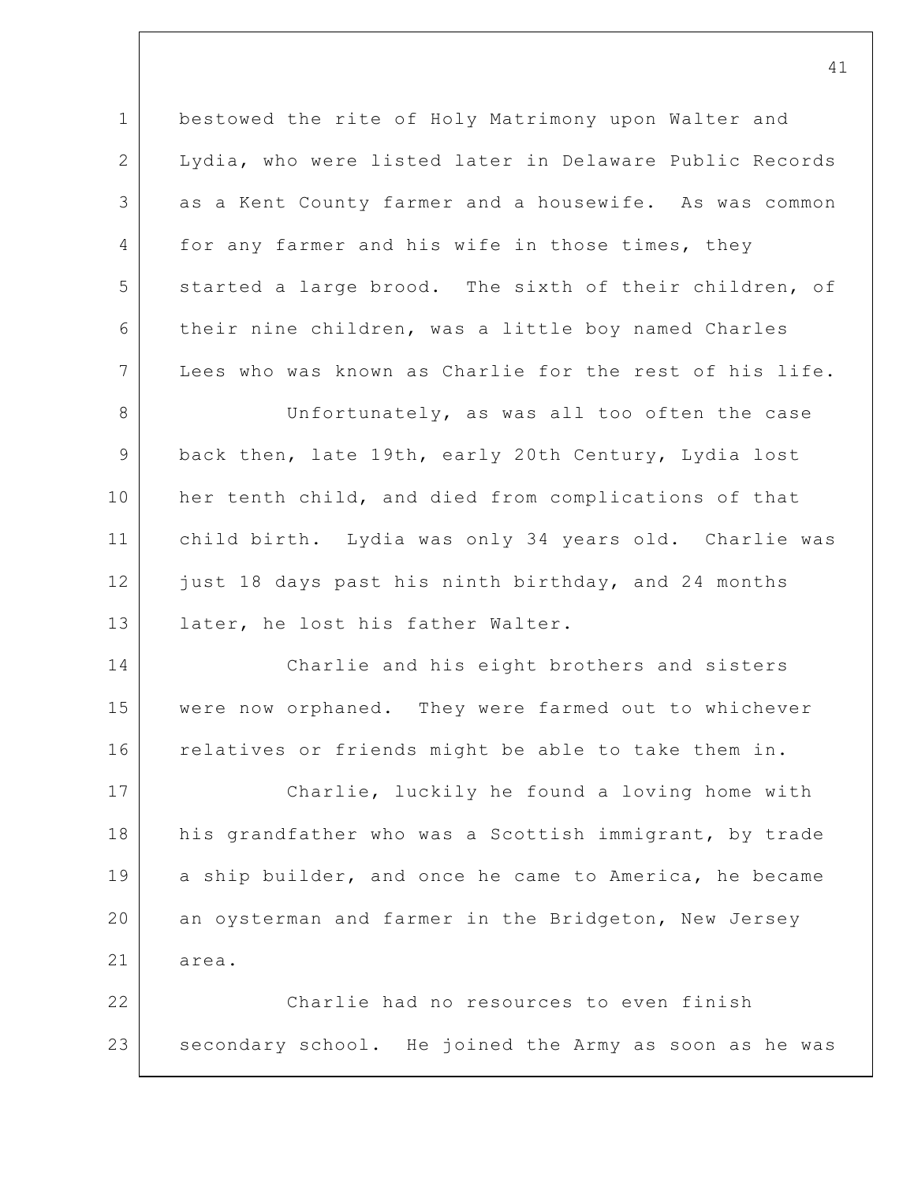bestowed the rite of Holy Matrimony upon Walter and Lydia, who were listed later in Delaware Public Records as a Kent County farmer and a housewife. As was common for any farmer and his wife in those times, they started a large brood. The sixth of their children, of their nine children, was a little boy named Charles Lees who was known as Charlie for the rest of his life.

Unfortunately, as was all too often the case back then, late 19th, early 20th Century, Lydia lost her tenth child, and died from complications of that child birth. Lydia was only 34 years old. Charlie was just 18 days past his ninth birthday, and 24 months later, he lost his father Walter.

Charlie and his eight brothers and sisters were now orphaned. They were farmed out to whichever relatives or friends might be able to take them in.

Charlie, luckily he found a loving home with his grandfather who was a Scottish immigrant, by trade a ship builder, and once he came to America, he became an oysterman and farmer in the Bridgeton, New Jersey area.

Charlie had no resources to even finish secondary school. He joined the Army as soon as he was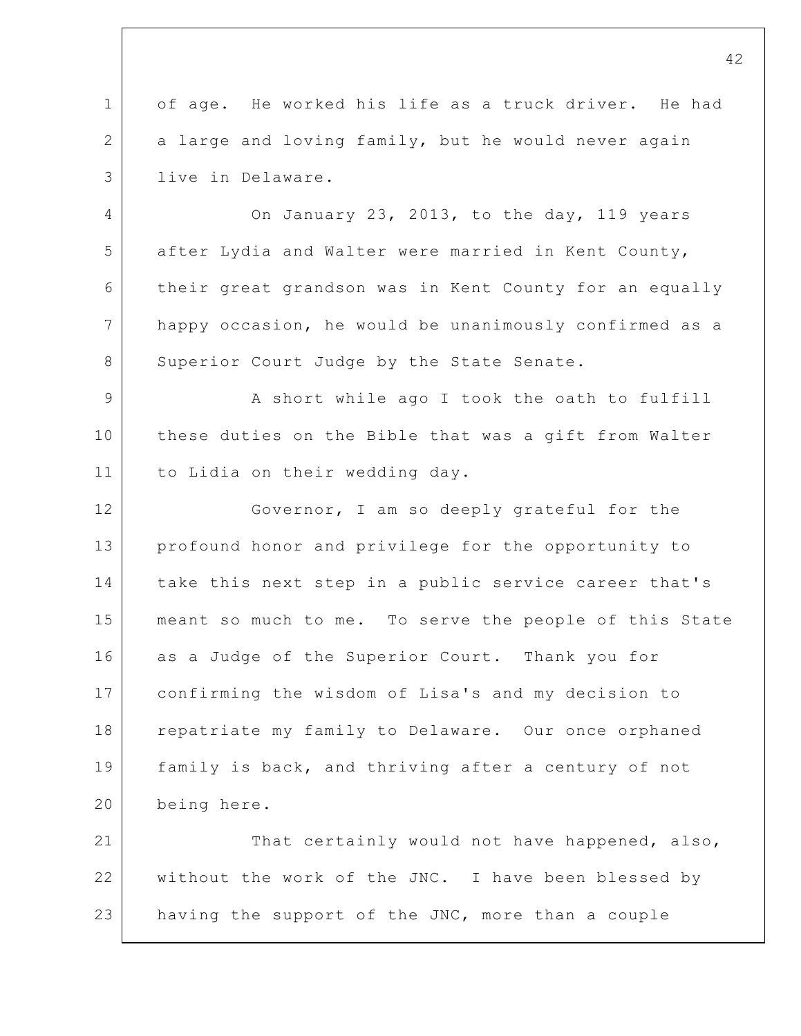of age. He worked his life as a truck driver. He had a large and loving family, but he would never again live in Delaware.

On January 23, 2013, to the day, 119 years after Lydia and Walter were married in Kent County, their great grandson was in Kent County for an equally happy occasion, he would be unanimously confirmed as a Superior Court Judge by the State Senate.

A short while ago I took the oath to fulfill these duties on the Bible that was a gift from Walter to Lidia on their wedding day.

Governor, I am so deeply grateful for the profound honor and privilege for the opportunity to take this next step in a public service career that's meant so much to me. To serve the people of this State as a Judge of the Superior Court. Thank you for confirming the wisdom of Lisa's and my decision to repatriate my family to Delaware. Our once orphaned family is back, and thriving after a century of not being here.

That certainly would not have happened, also, without the work of the JNC. I have been blessed by having the support of the JNC, more than a couple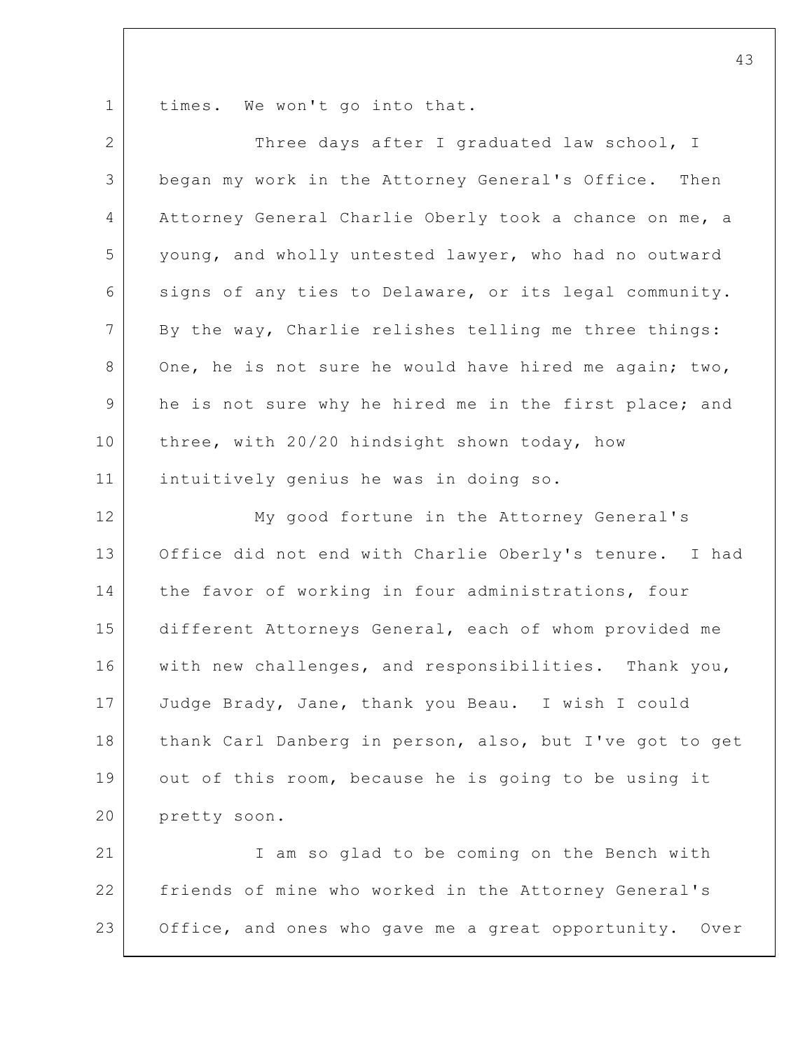times. We won't go into that.

Three days after I graduated law school, I began my work in the Attorney General's Office. Then Attorney General Charlie Oberly took a chance on me, a young, and wholly untested lawyer, who had no outward signs of any ties to Delaware, or its legal community. By the way, Charlie relishes telling me three things: One, he is not sure he would have hired me again; two, he is not sure why he hired me in the first place; and three, with 20/20 hindsight shown today, how intuitively genius he was in doing so.

My good fortune in the Attorney General's Office did not end with Charlie Oberly's tenure. I had the favor of working in four administrations, four different Attorneys General, each of whom provided me with new challenges, and responsibilities. Thank you, Judge Brady, Jane, thank you Beau. I wish I could thank Carl Danberg in person, also, but I've got to get out of this room, because he is going to be using it pretty soon.

I am so glad to be coming on the Bench with friends of mine who worked in the Attorney General's Office, and ones who gave me a great opportunity. Over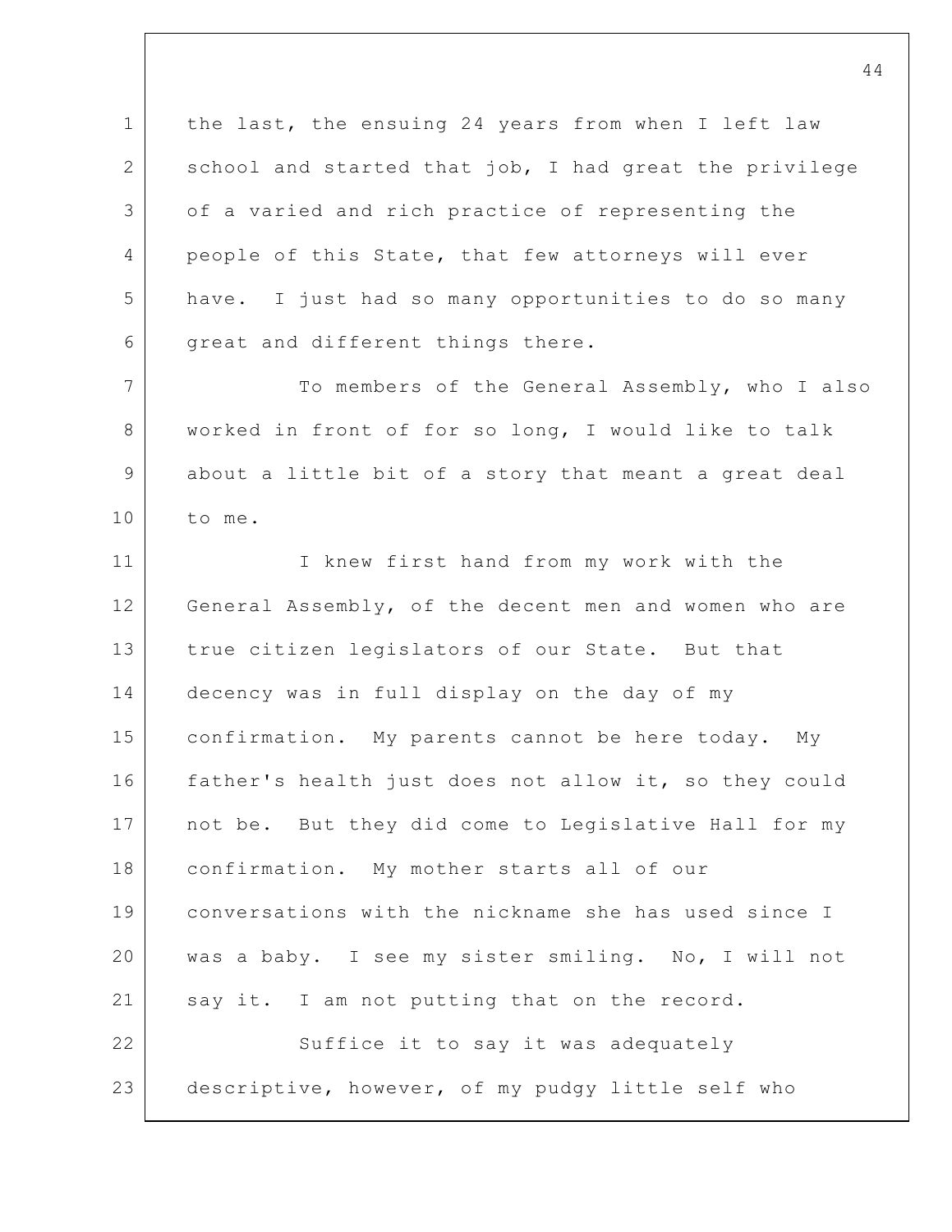the last, the ensuing 24 years from when I left law school and started that job, I had great the privilege of a varied and rich practice of representing the people of this State, that few attorneys will ever have. I just had so many opportunities to do so many great and different things there.

To members of the General Assembly, who I also worked in front of for so long, I would like to talk about a little bit of a story that meant a great deal to me.

I knew first hand from my work with the General Assembly, of the decent men and women who are true citizen legislators of our State. But that decency was in full display on the day of my confirmation. My parents cannot be here today. My father's health just does not allow it, so they could not be. But they did come to Legislative Hall for my confirmation. My mother starts all of our conversations with the nickname she has used since I was a baby. I see my sister smiling. No, I will not say it. I am not putting that on the record.

Suffice it to say it was adequately descriptive, however, of my pudgy little self who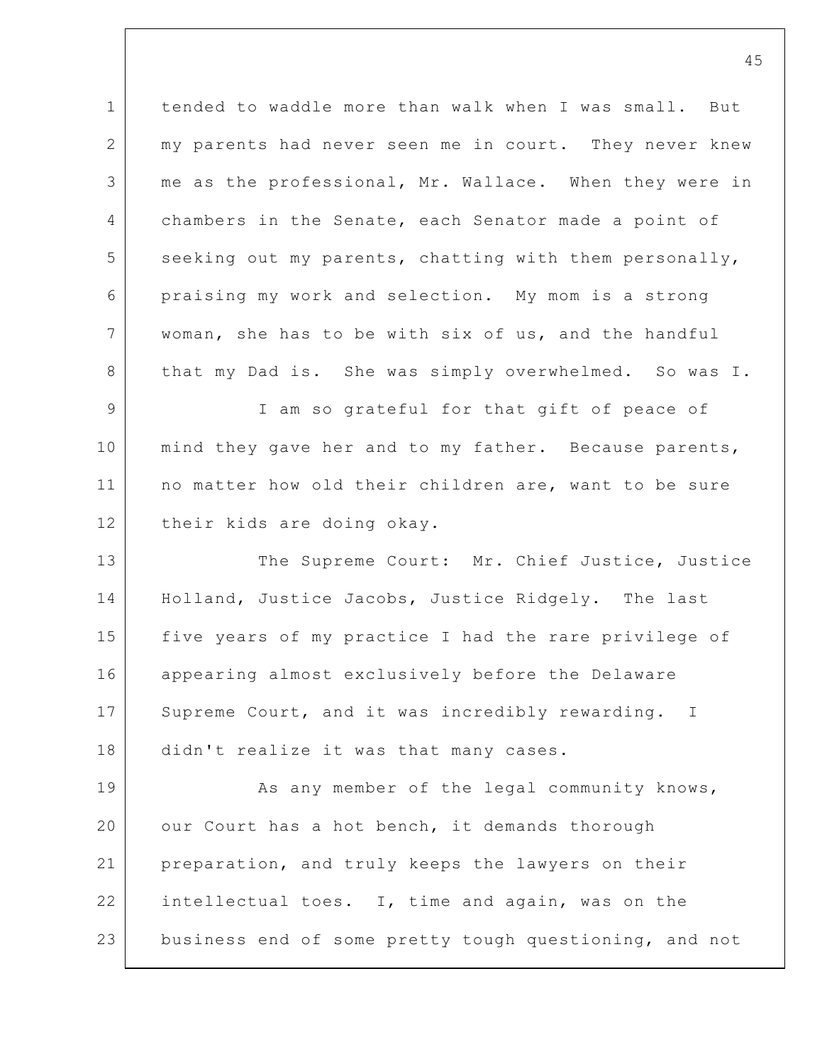tended to waddle more than walk when I was small. But my parents had never seen me in court. They never knew me as the professional, Mr. Wallace. When they were in chambers in the Senate, each Senator made a point of seeking out my parents, chatting with them personally, praising my work and selection. My mom is a strong woman, she has to be with six of us, and the handful that my Dad is. She was simply overwhelmed. So was I.

I am so grateful for that gift of peace of mind they gave her and to my father. Because parents, no matter how old their children are, want to be sure their kids are doing okay.

The Supreme Court: Mr. Chief Justice, Justice Holland, Justice Jacobs, Justice Ridgely. The last five years of my practice I had the rare privilege of appearing almost exclusively before the Delaware Supreme Court, and it was incredibly rewarding. I didn't realize it was that many cases.

As any member of the legal community knows, our Court has a hot bench, it demands thorough preparation, and truly keeps the lawyers on their intellectual toes. I, time and again, was on the business end of some pretty tough questioning, and not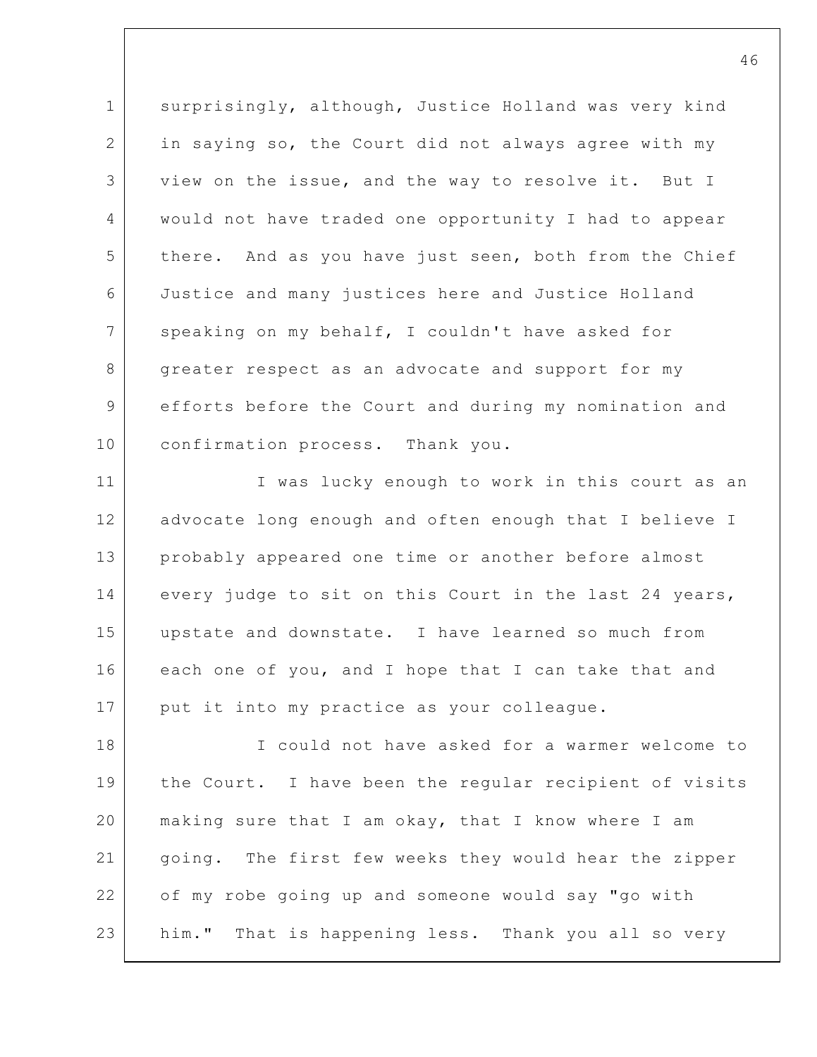surprisingly, although, Justice Holland was very kind in saying so, the Court did not always agree with my view on the issue, and the way to resolve it. But I would not have traded one opportunity I had to appear there. And as you have just seen, both from the Chief Justice and many justices here and Justice Holland speaking on my behalf, I couldn't have asked for greater respect as an advocate and support for my efforts before the Court and during my nomination and confirmation process. Thank you.

I was lucky enough to work in this court as an advocate long enough and often enough that I believe I probably appeared one time or another before almost every judge to sit on this Court in the last 24 years, upstate and downstate. I have learned so much from each one of you, and I hope that I can take that and put it into my practice as your colleague.

I could not have asked for a warmer welcome to the Court. I have been the regular recipient of visits making sure that I am okay, that I know where I am going. The first few weeks they would hear the zipper of my robe going up and someone would say "go with him." That is happening less. Thank you all so very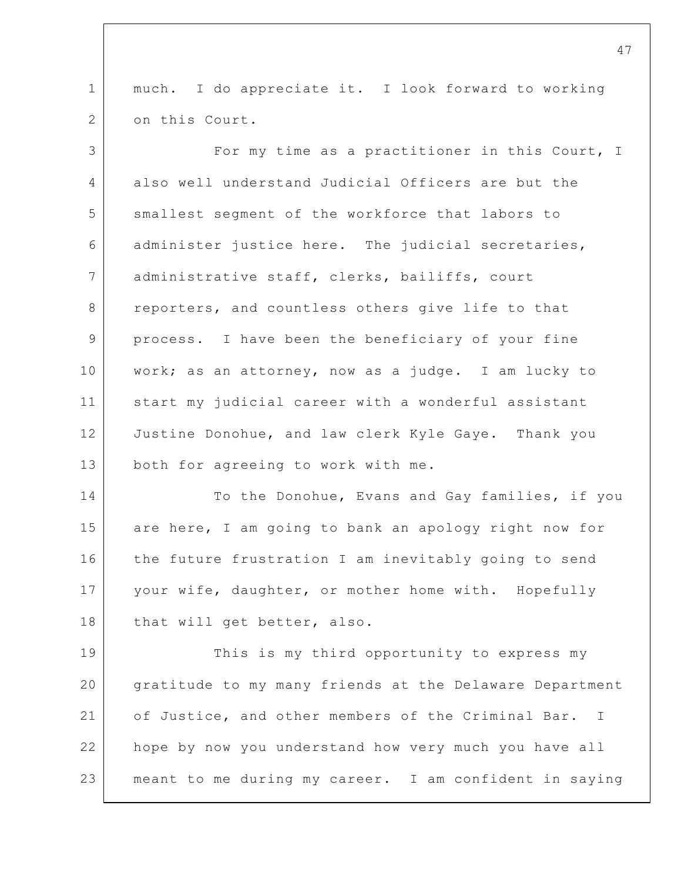much. I do appreciate it. I look forward to working on this Court.

For my time as a practitioner in this Court, I also well understand Judicial Officers are but the smallest segment of the workforce that labors to administer justice here. The judicial secretaries, administrative staff, clerks, bailiffs, court reporters, and countless others give life to that process. I have been the beneficiary of your fine work; as an attorney, now as a judge. I am lucky to start my judicial career with a wonderful assistant Justine Donohue, and law clerk Kyle Gaye. Thank you both for agreeing to work with me.

To the Donohue, Evans and Gay families, if you are here, I am going to bank an apology right now for the future frustration I am inevitably going to send your wife, daughter, or mother home with. Hopefully that will get better, also.

This is my third opportunity to express my gratitude to my many friends at the Delaware Department of Justice, and other members of the Criminal Bar. I hope by now you understand how very much you have all meant to me during my career. I am confident in saying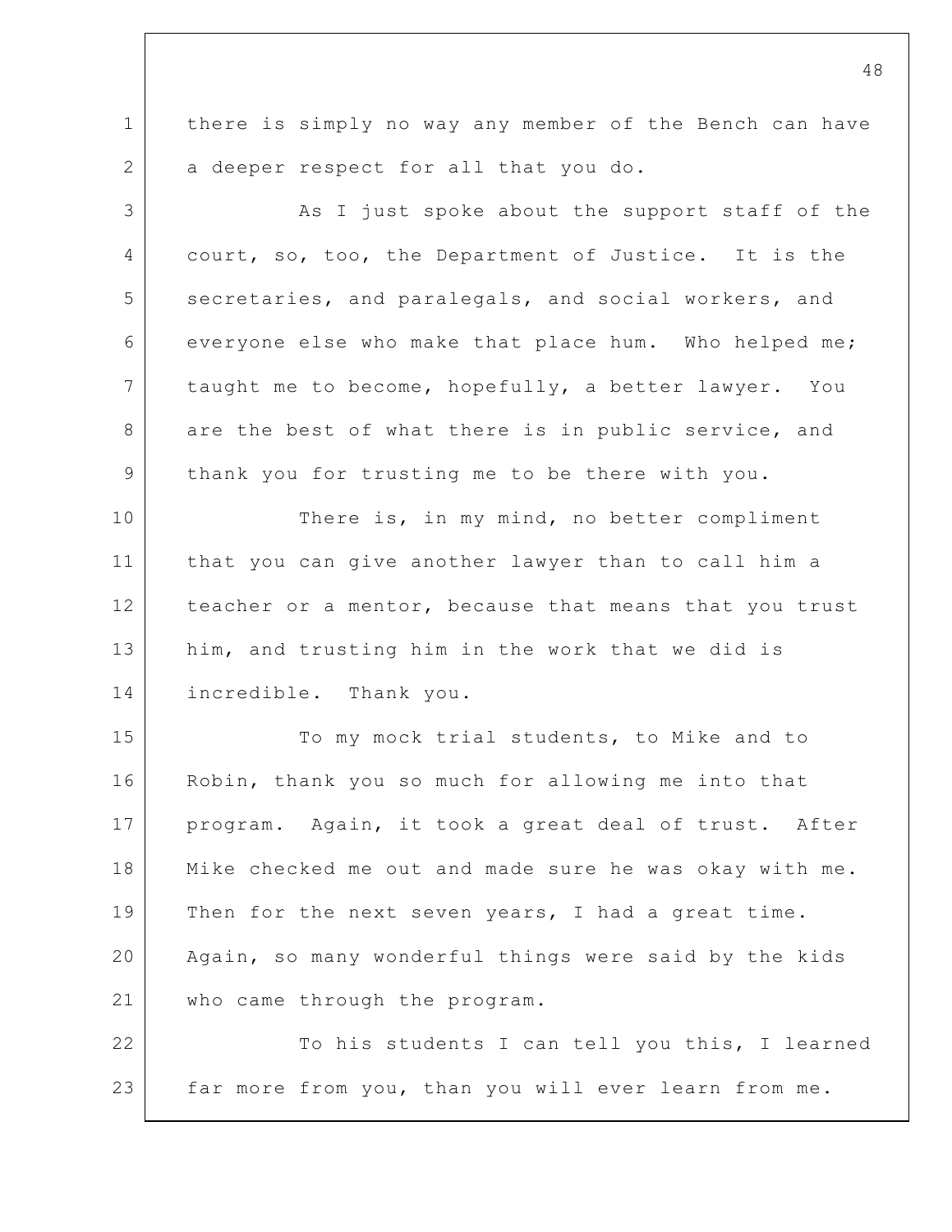there is simply no way any member of the Bench can have a deeper respect for all that you do.

As I just spoke about the support staff of the court, so, too, the Department of Justice. It is the secretaries, and paralegals, and social workers, and everyone else who make that place hum. Who helped me; taught me to become, hopefully, a better lawyer. You are the best of what there is in public service, and thank you for trusting me to be there with you.

There is, in my mind, no better compliment that you can give another lawyer than to call him a teacher or a mentor, because that means that you trust him, and trusting him in the work that we did is incredible. Thank you.

To my mock trial students, to Mike and to Robin, thank you so much for allowing me into that program. Again, it took a great deal of trust. After Mike checked me out and made sure he was okay with me. Then for the next seven years, I had a great time. Again, so many wonderful things were said by the kids who came through the program.

To his students I can tell you this, I learned far more from you, than you will ever learn from me.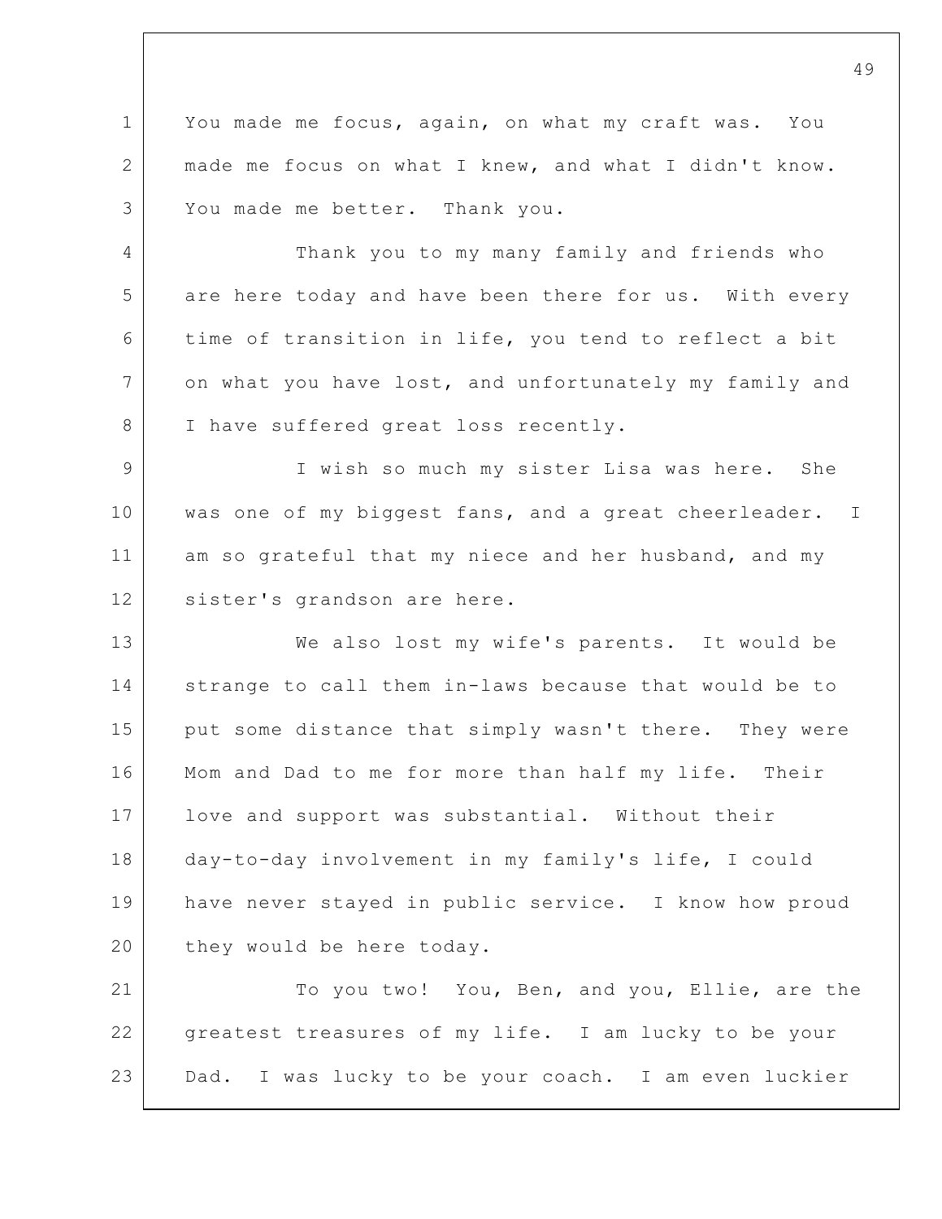You made me focus, again, on what my craft was. You made me focus on what I knew, and what I didn't know. You made me better. Thank you.

Thank you to my many family and friends who are here today and have been there for us. With every time of transition in life, you tend to reflect a bit on what you have lost, and unfortunately my family and I have suffered great loss recently.

I wish so much my sister Lisa was here. She was one of my biggest fans, and a great cheerleader. I am so grateful that my niece and her husband, and my sister's grandson are here.

We also lost my wife's parents. It would be strange to call them in-laws because that would be to put some distance that simply wasn't there. They were Mom and Dad to me for more than half my life. Their love and support was substantial. Without their day-to-day involvement in my family's life, I could have never stayed in public service. I know how proud they would be here today.

To you two! You, Ben, and you, Ellie, are the greatest treasures of my life. I am lucky to be your Dad. I was lucky to be your coach. I am even luckier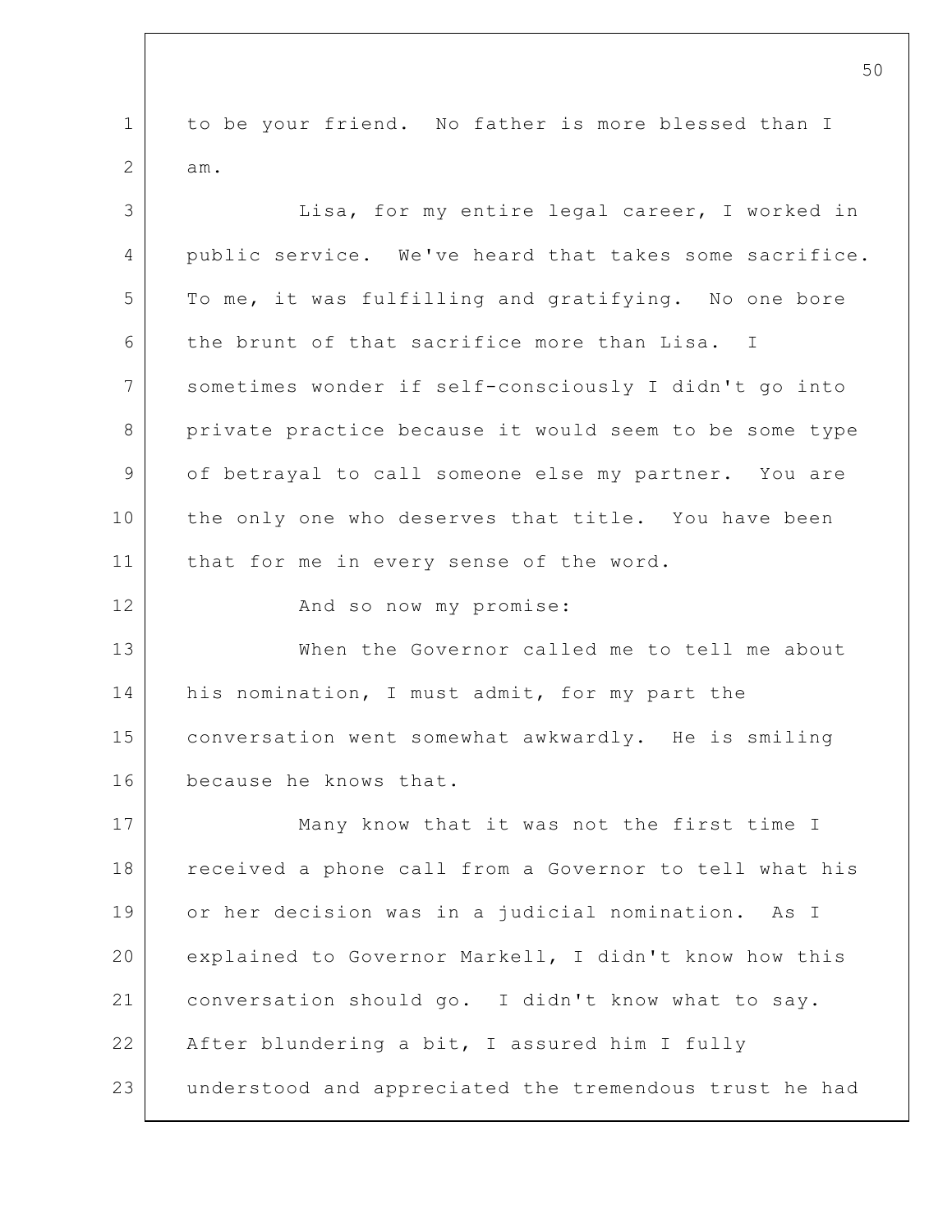to be your friend. No father is more blessed than I am.

Lisa, for my entire legal career, I worked in public service. We've heard that takes some sacrifice. To me, it was fulfilling and gratifying. No one bore the brunt of that sacrifice more than Lisa. I sometimes wonder if self-consciously I didn't go into private practice because it would seem to be some type of betrayal to call someone else my partner. You are the only one who deserves that title. You have been that for me in every sense of the word.

And so now my promise:

When the Governor called me to tell me about his nomination, I must admit, for my part the conversation went somewhat awkwardly. He is smiling because he knows that.

Many know that it was not the first time I received a phone call from a Governor to tell what his or her decision was in a judicial nomination. As I explained to Governor Markell, I didn't know how this conversation should go. I didn't know what to say. After blundering a bit, I assured him I fully understood and appreciated the tremendous trust he had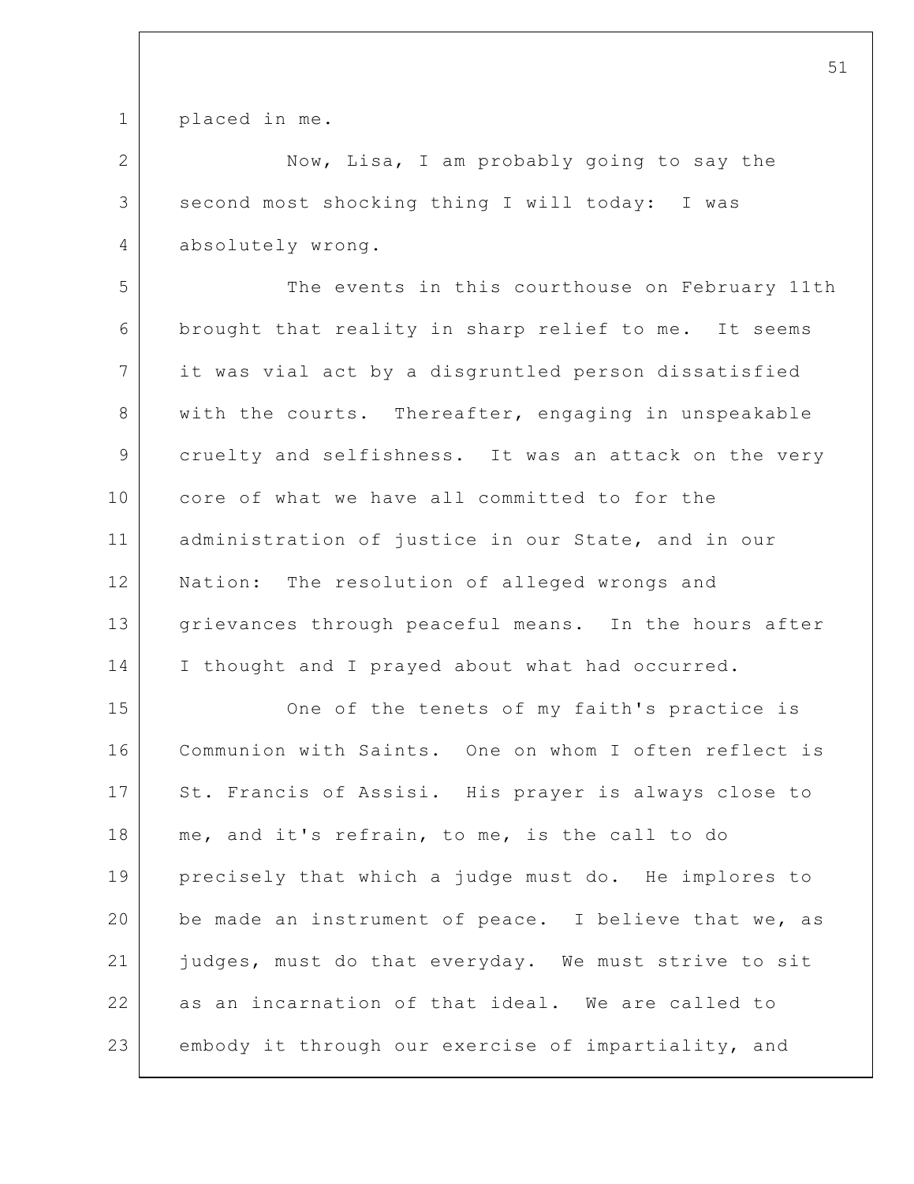placed in me.

Now, Lisa, I am probably going to say the second most shocking thing I will today: I was absolutely wrong.

The events in this courthouse on February 11th brought that reality in sharp relief to me. It seems it was vial act by a disgruntled person dissatisfied with the courts. Thereafter, engaging in unspeakable cruelty and selfishness. It was an attack on the very core of what we have all committed to for the administration of justice in our State, and in our Nation: The resolution of alleged wrongs and grievances through peaceful means. In the hours after I thought and I prayed about what had occurred.

One of the tenets of my faith's practice is Communion with Saints. One on whom I often reflect is St. Francis of Assisi. His prayer is always close to me, and it's refrain, to me, is the call to do precisely that which a judge must do. He implores to be made an instrument of peace. I believe that we, as judges, must do that everyday. We must strive to sit as an incarnation of that ideal. We are called to embody it through our exercise of impartiality, and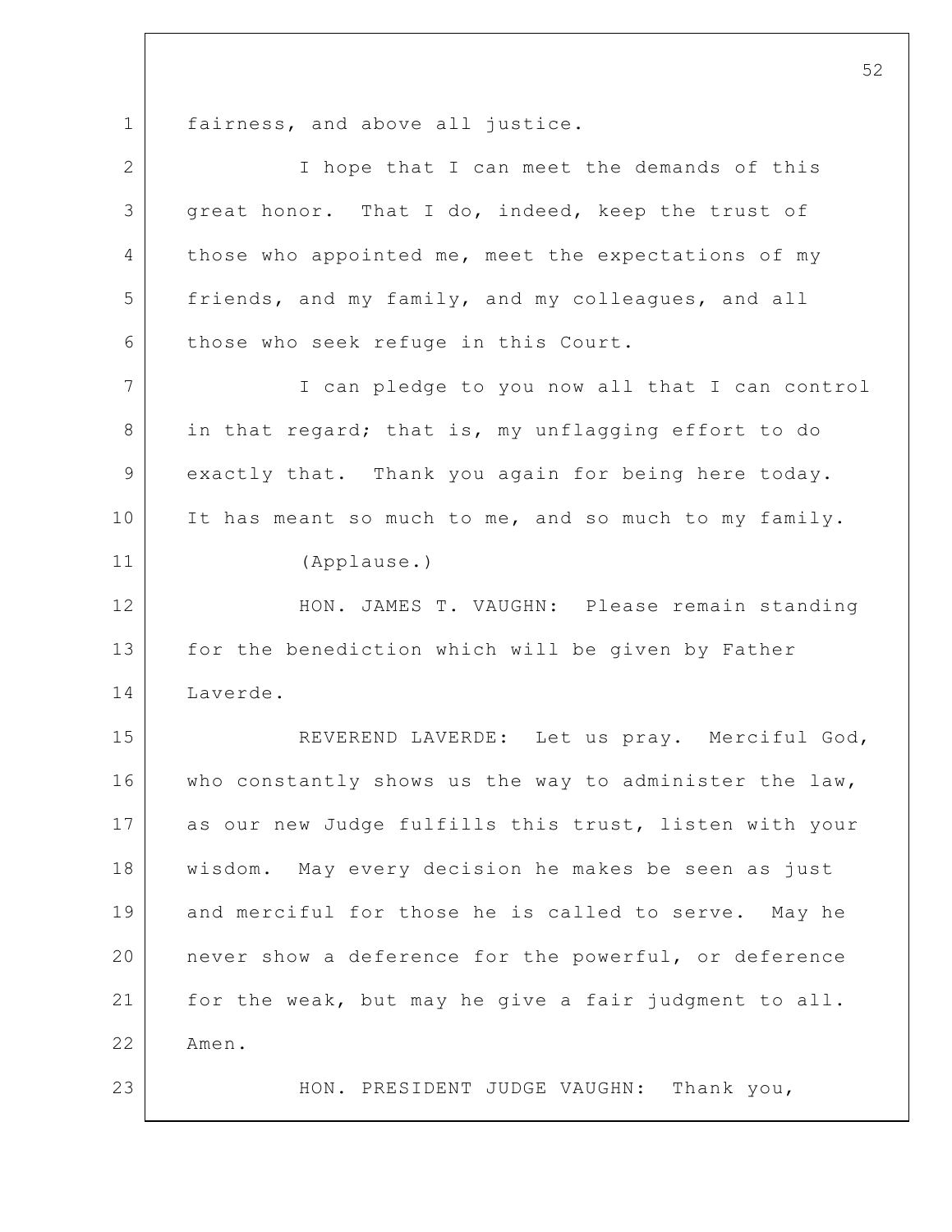fairness, and above all justice.

I hope that I can meet the demands of this great honor. That I do, indeed, keep the trust of those who appointed me, meet the expectations of my friends, and my family, and my colleagues, and all those who seek refuge in this Court.

I can pledge to you now all that I can control in that regard; that is, my unflagging effort to do exactly that. Thank you again for being here today. It has meant so much to me, and so much to my family.

(Applause.)

HON. JAMES T. VAUGHN: Please remain standing for the benediction which will be given by Father Laverde.

REVEREND LAVERDE: Let us pray. Merciful God, who constantly shows us the way to administer the law, as our new Judge fulfills this trust, listen with your wisdom. May every decision he makes be seen as just and merciful for those he is called to serve. May he never show a deference for the powerful, or deference for the weak, but may he give a fair judgment to all. Amen.

HON. PRESIDENT JUDGE VAUGHN: Thank you,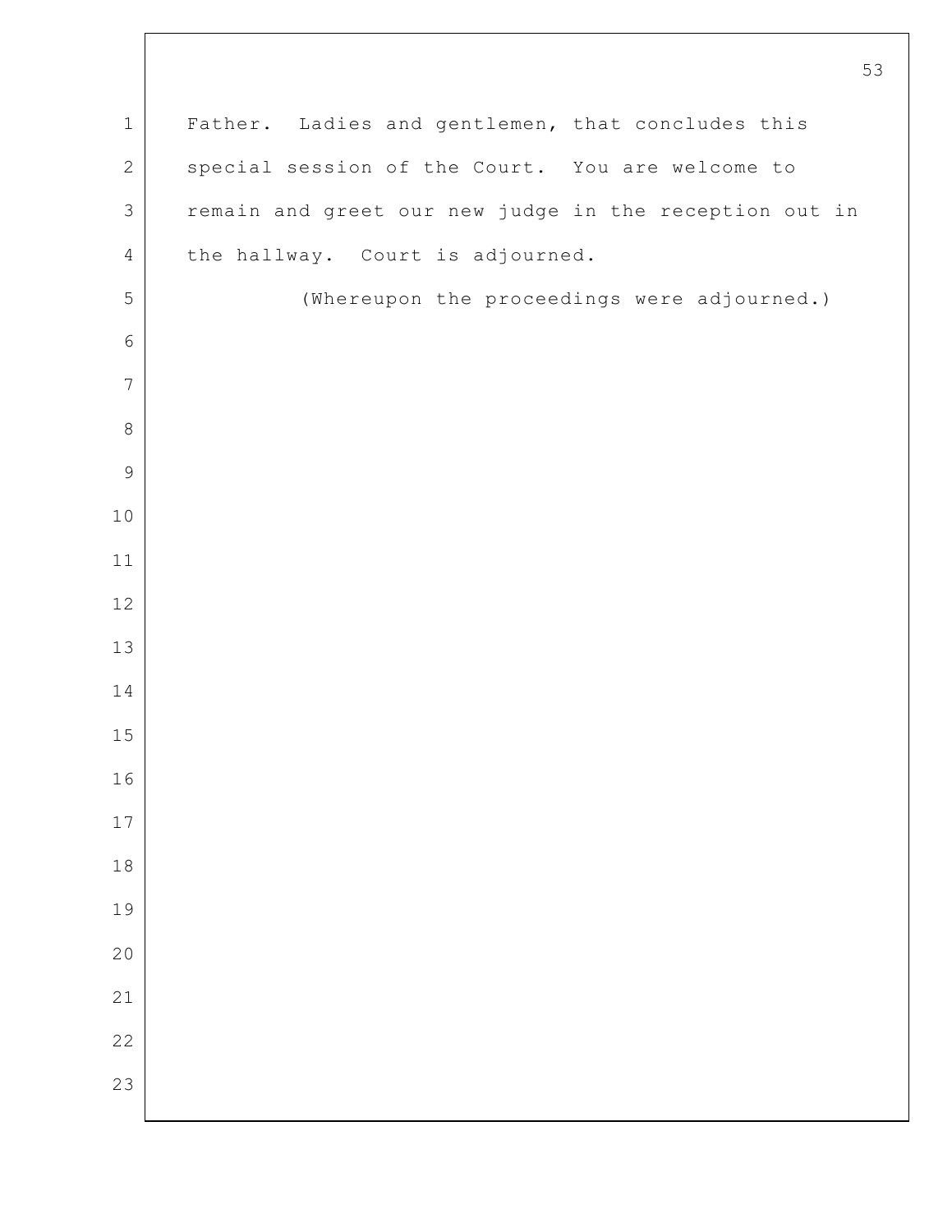Father. Ladies and gentlemen, that concludes this special session of the Court. You are welcome to remain and greet our new judge in the reception out in the hallway. Court is adjourned.

(Whereupon the proceedings were adjourned.)